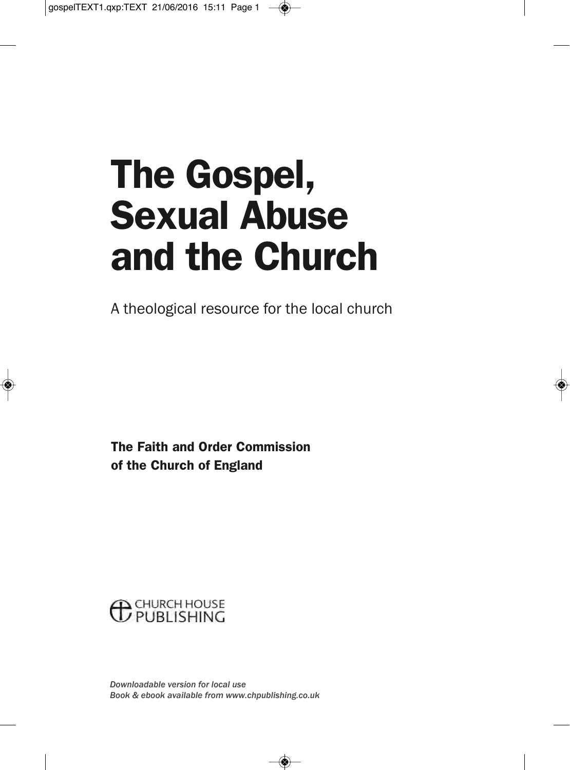# The Gospel, Sexual Abuse and the Church

A theological resource for the local church

**The Faith and Order Commission of the Church of England**

CHURCH HOUSE PUBLISHING

*Downloadable version for local use*
*Book & ebook available from www.chpublishing.co.uk*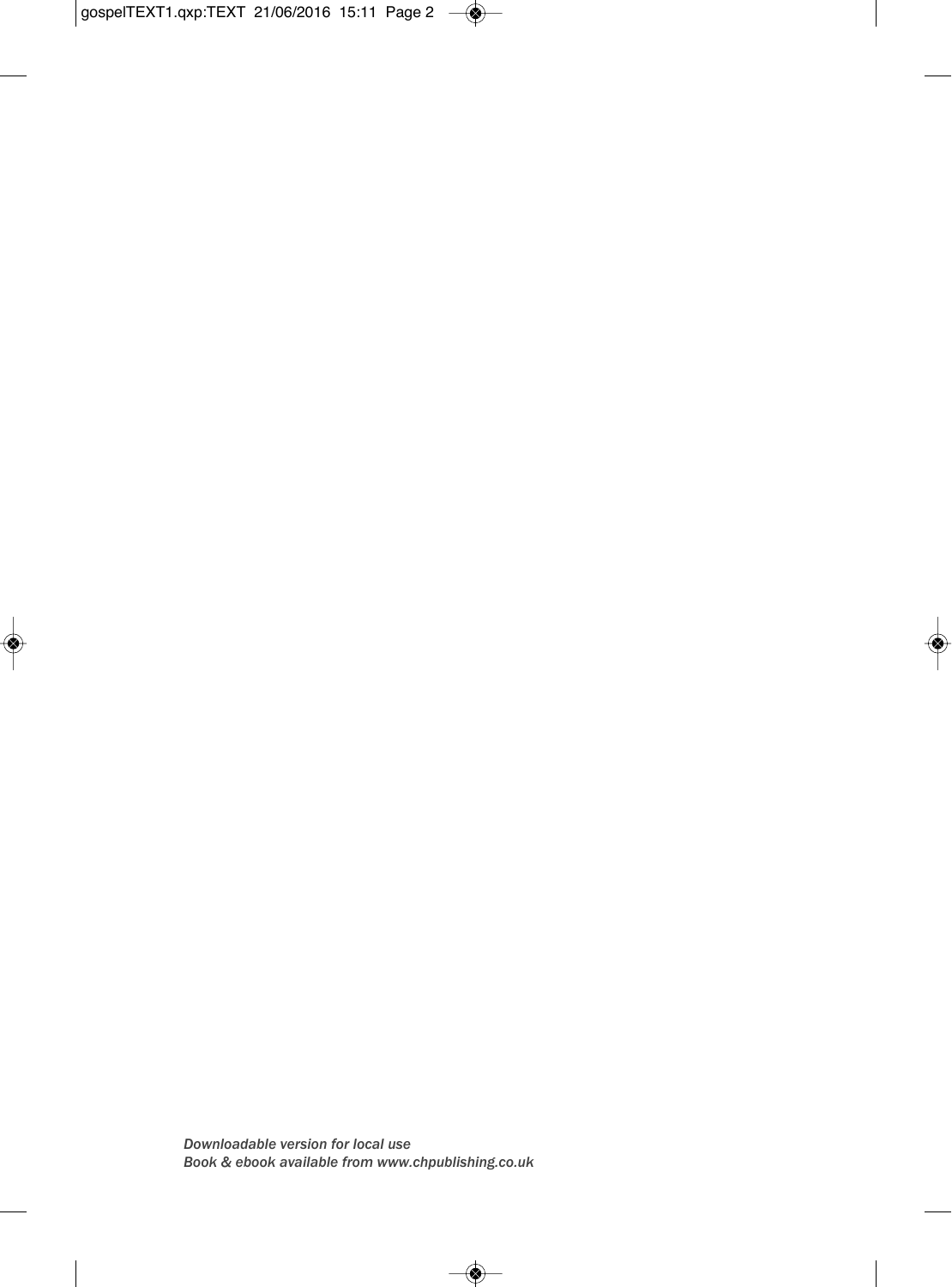*Downloadable version for local use*
*Book & ebook available from www.chpublishing.co.uk*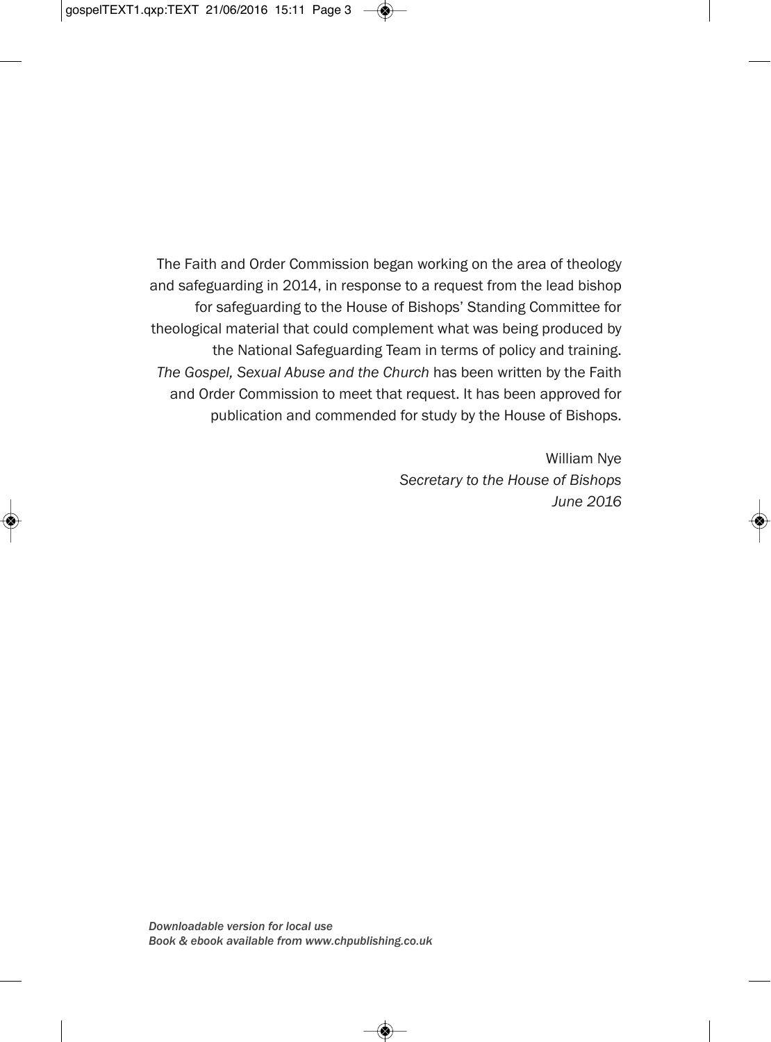The Faith and Order Commission began working on the area of theology and safeguarding in 2014, in response to a request from the lead bishop for safeguarding to the House of Bishops' Standing Committee for theological material that could complement what was being produced by the National Safeguarding Team in terms of policy and training. *The Gospel, Sexual Abuse and the Church* has been written by the Faith and Order Commission to meet that request. It has been approved for publication and commended for study by the House of Bishops.

William Nye
*Secretary to the House of Bishops*
*June 2016*

*Downloadable version for local use*
*Book & ebook available from www.chpublishing.co.uk*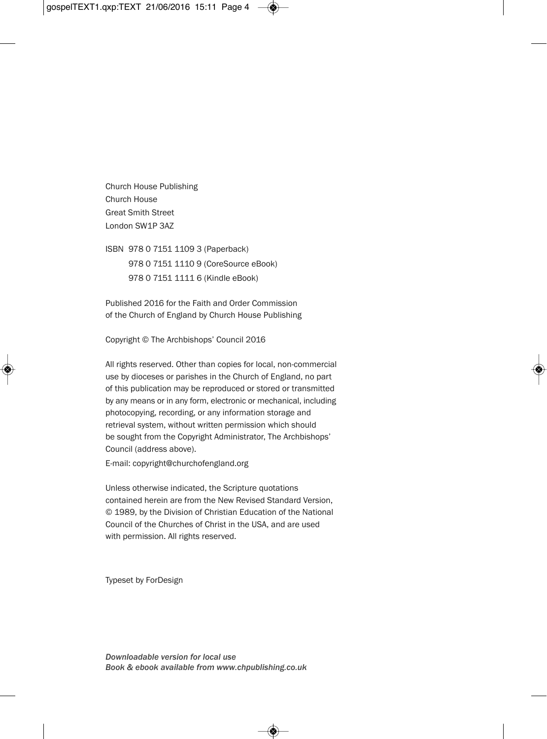Church House Publishing
Church House
Great Smith Street
London SW1P 3AZ

ISBN 978 0 7151 1109 3 (Paperback)
978 0 7151 1110 9 (CoreSource eBook)
978 0 7151 1111 6 (Kindle eBook)

Published 2016 for the Faith and Order Commission
of the Church of England by Church House Publishing

Copyright © The Archbishops' Council 2016

All rights reserved. Other than copies for local, non-commercial use by dioceses or parishes in the Church of England, no part of this publication may be reproduced or stored or transmitted by any means or in any form, electronic or mechanical, including photocopying, recording, or any information storage and retrieval system, without written permission which should be sought from the Copyright Administrator, The Archbishops' Council (address above).

E-mail: copyright@churchofengland.org

Unless otherwise indicated, the Scripture quotations contained herein are from the New Revised Standard Version, © 1989, by the Division of Christian Education of the National Council of the Churches of Christ in the USA, and are used with permission. All rights reserved.

Typeset by ForDesign

*Downloadable version for local use*
*Book & ebook available from www.chpublishing.co.uk*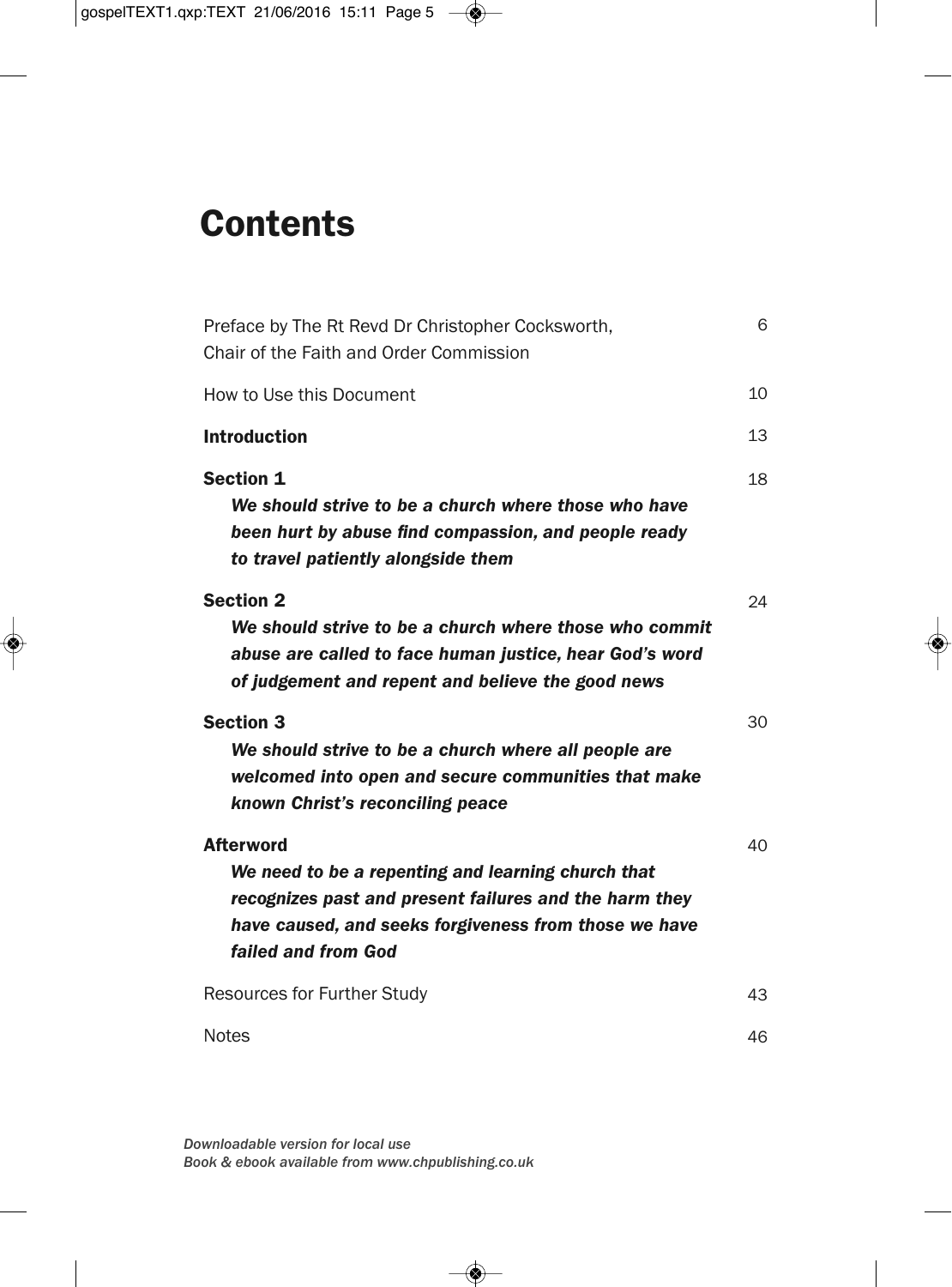# Contents

| | |
|---|---|
| Preface by The Rt Revd Dr Christopher Cocksworth, Chair of the Faith and Order Commission | 6 |
| How to Use this Document | 10 |
| **Introduction** | 13 |
| **Section 1** *We should strive to be a church where those who have been hurt by abuse find compassion, and people ready to travel patiently alongside them* | 18 |
| **Section 2** *We should strive to be a church where those who commit abuse are called to face human justice, hear God's word of judgement and repent and believe the good news* | 24 |
| **Section 3** *We should strive to be a church where all people are welcomed into open and secure communities that make known Christ's reconciling peace* | 30 |
| **Afterword** *We need to be a repenting and learning church that recognizes past and present failures and the harm they have caused, and seeks forgiveness from those we have failed and from God* | 40 |
| Resources for Further Study | 43 |
| Notes | 46 |

*Downloadable version for local use*
*Book & ebook available from www.chpublishing.co.uk*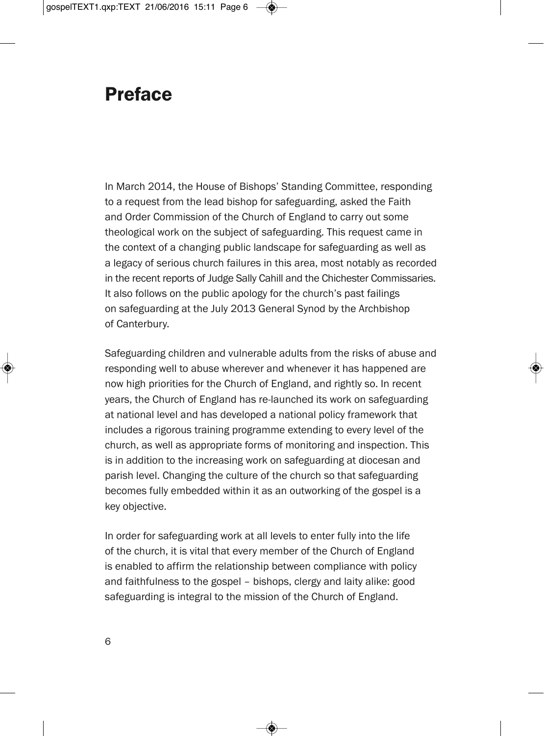# Preface

In March 2014, the House of Bishops' Standing Committee, responding to a request from the lead bishop for safeguarding, asked the Faith and Order Commission of the Church of England to carry out some theological work on the subject of safeguarding. This request came in the context of a changing public landscape for safeguarding as well as a legacy of serious church failures in this area, most notably as recorded in the recent reports of Judge Sally Cahill and the Chichester Commissaries. It also follows on the public apology for the church's past failings on safeguarding at the July 2013 General Synod by the Archbishop of Canterbury.

Safeguarding children and vulnerable adults from the risks of abuse and responding well to abuse wherever and whenever it has happened are now high priorities for the Church of England, and rightly so. In recent years, the Church of England has re-launched its work on safeguarding at national level and has developed a national policy framework that includes a rigorous training programme extending to every level of the church, as well as appropriate forms of monitoring and inspection. This is in addition to the increasing work on safeguarding at diocesan and parish level. Changing the culture of the church so that safeguarding becomes fully embedded within it as an outworking of the gospel is a key objective.

In order for safeguarding work at all levels to enter fully into the life of the church, it is vital that every member of the Church of England is enabled to affirm the relationship between compliance with policy and faithfulness to the gospel – bishops, clergy and laity alike: good safeguarding is integral to the mission of the Church of England.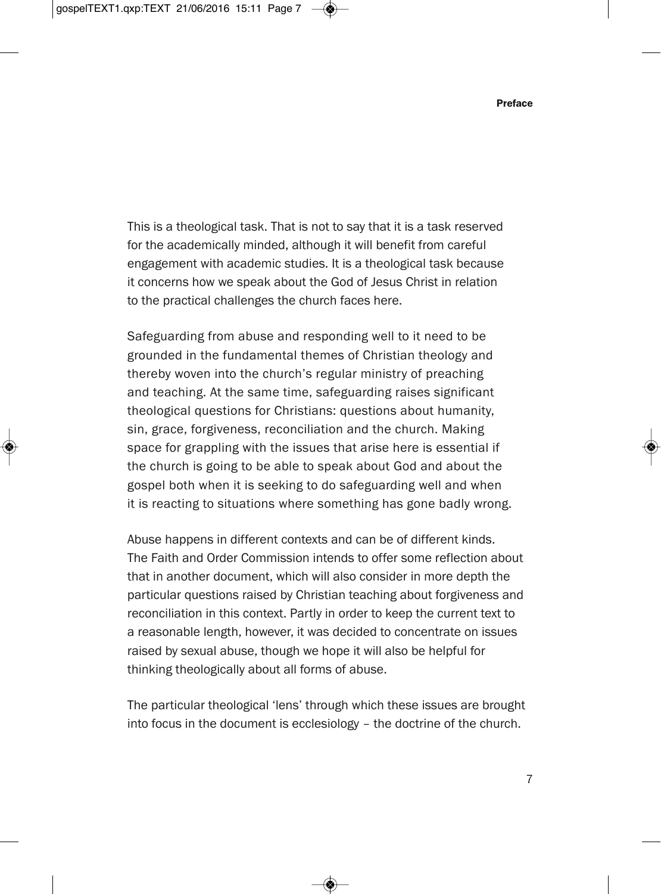This is a theological task. That is not to say that it is a task reserved for the academically minded, although it will benefit from careful engagement with academic studies. It is a theological task because it concerns how we speak about the God of Jesus Christ in relation to the practical challenges the church faces here.

Safeguarding from abuse and responding well to it need to be grounded in the fundamental themes of Christian theology and thereby woven into the church's regular ministry of preaching and teaching. At the same time, safeguarding raises significant theological questions for Christians: questions about humanity, sin, grace, forgiveness, reconciliation and the church. Making space for grappling with the issues that arise here is essential if the church is going to be able to speak about God and about the gospel both when it is seeking to do safeguarding well and when it is reacting to situations where something has gone badly wrong.

Abuse happens in different contexts and can be of different kinds. The Faith and Order Commission intends to offer some reflection about that in another document, which will also consider in more depth the particular questions raised by Christian teaching about forgiveness and reconciliation in this context. Partly in order to keep the current text to a reasonable length, however, it was decided to concentrate on issues raised by sexual abuse, though we hope it will also be helpful for thinking theologically about all forms of abuse.

The particular theological 'lens' through which these issues are brought into focus in the document is ecclesiology – the doctrine of the church.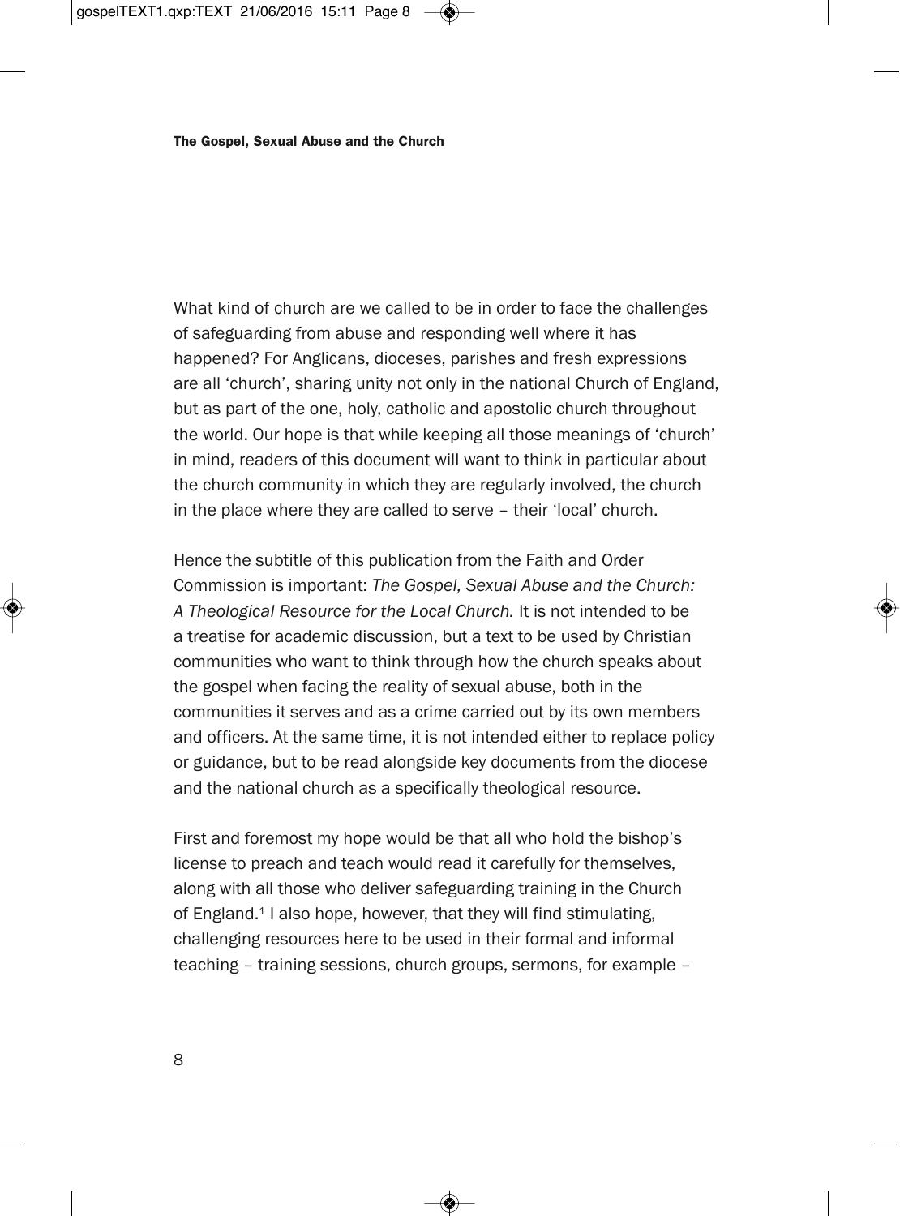What kind of church are we called to be in order to face the challenges of safeguarding from abuse and responding well where it has happened? For Anglicans, dioceses, parishes and fresh expressions are all 'church', sharing unity not only in the national Church of England, but as part of the one, holy, catholic and apostolic church throughout the world. Our hope is that while keeping all those meanings of 'church' in mind, readers of this document will want to think in particular about the church community in which they are regularly involved, the church in the place where they are called to serve – their 'local' church.

Hence the subtitle of this publication from the Faith and Order Commission is important: *The Gospel, Sexual Abuse and the Church: A Theological Resource for the Local Church.* It is not intended to be a treatise for academic discussion, but a text to be used by Christian communities who want to think through how the church speaks about the gospel when facing the reality of sexual abuse, both in the communities it serves and as a crime carried out by its own members and officers. At the same time, it is not intended either to replace policy or guidance, but to be read alongside key documents from the diocese and the national church as a specifically theological resource.

First and foremost my hope would be that all who hold the bishop's license to preach and teach would read it carefully for themselves, along with all those who deliver safeguarding training in the Church of England.[1] I also hope, however, that they will find stimulating, challenging resources here to be used in their formal and informal teaching – training sessions, church groups, sermons, for example –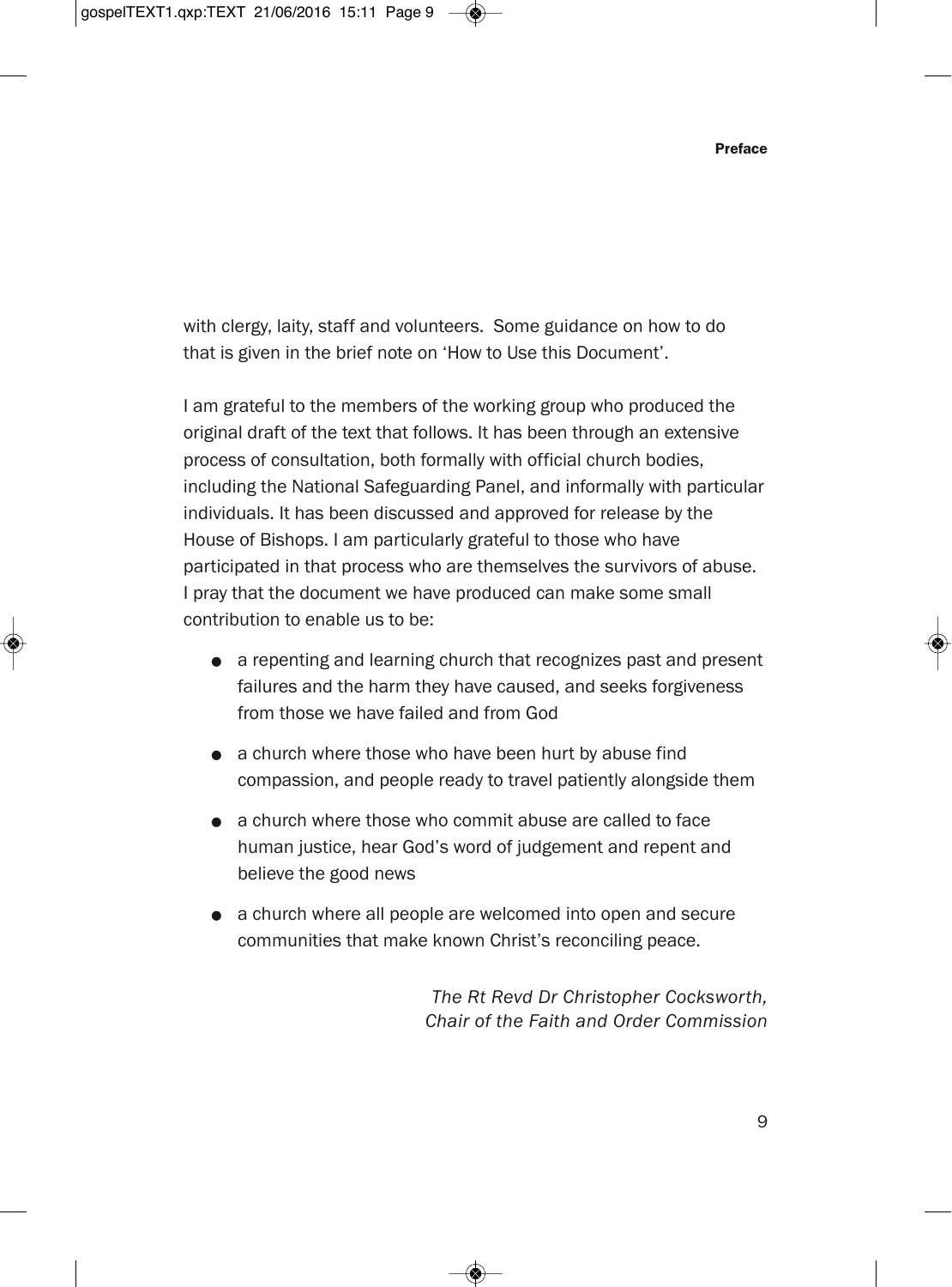with clergy, laity, staff and volunteers. Some guidance on how to do that is given in the brief note on 'How to Use this Document'.

I am grateful to the members of the working group who produced the original draft of the text that follows. It has been through an extensive process of consultation, both formally with official church bodies, including the National Safeguarding Panel, and informally with particular individuals. It has been discussed and approved for release by the House of Bishops. I am particularly grateful to those who have participated in that process who are themselves the survivors of abuse. I pray that the document we have produced can make some small contribution to enable us to be:

- a repenting and learning church that recognizes past and present failures and the harm they have caused, and seeks forgiveness from those we have failed and from God
- a church where those who have been hurt by abuse find compassion, and people ready to travel patiently alongside them
- a church where those who commit abuse are called to face human justice, hear God's word of judgement and repent and believe the good news
- a church where all people are welcomed into open and secure communities that make known Christ's reconciling peace.

*The Rt Revd Dr Christopher Cocksworth,*
*Chair of the Faith and Order Commission*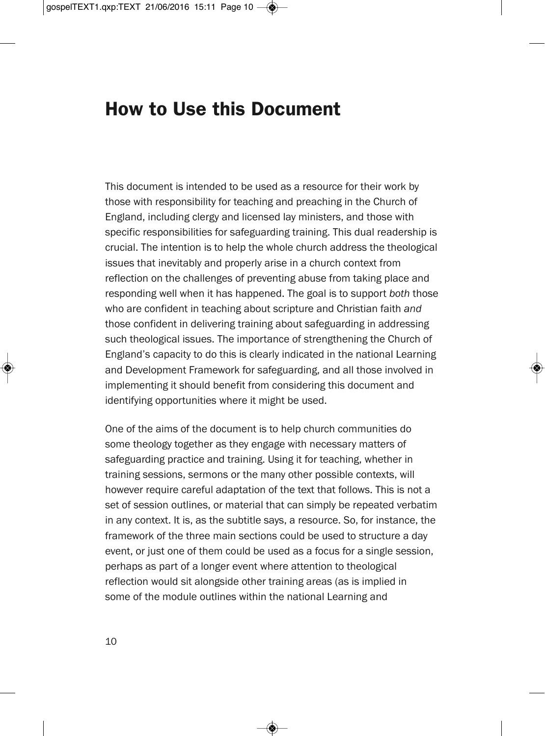# How to Use this Document

This document is intended to be used as a resource for their work by those with responsibility for teaching and preaching in the Church of England, including clergy and licensed lay ministers, and those with specific responsibilities for safeguarding training. This dual readership is crucial. The intention is to help the whole church address the theological issues that inevitably and properly arise in a church context from reflection on the challenges of preventing abuse from taking place and responding well when it has happened. The goal is to support *both* those who are confident in teaching about scripture and Christian faith *and* those confident in delivering training about safeguarding in addressing such theological issues. The importance of strengthening the Church of England's capacity to do this is clearly indicated in the national Learning and Development Framework for safeguarding, and all those involved in implementing it should benefit from considering this document and identifying opportunities where it might be used.

One of the aims of the document is to help church communities do some theology together as they engage with necessary matters of safeguarding practice and training. Using it for teaching, whether in training sessions, sermons or the many other possible contexts, will however require careful adaptation of the text that follows. This is not a set of session outlines, or material that can simply be repeated verbatim in any context. It is, as the subtitle says, a resource. So, for instance, the framework of the three main sections could be used to structure a day event, or just one of them could be used as a focus for a single session, perhaps as part of a longer event where attention to theological reflection would sit alongside other training areas (as is implied in some of the module outlines within the national Learning and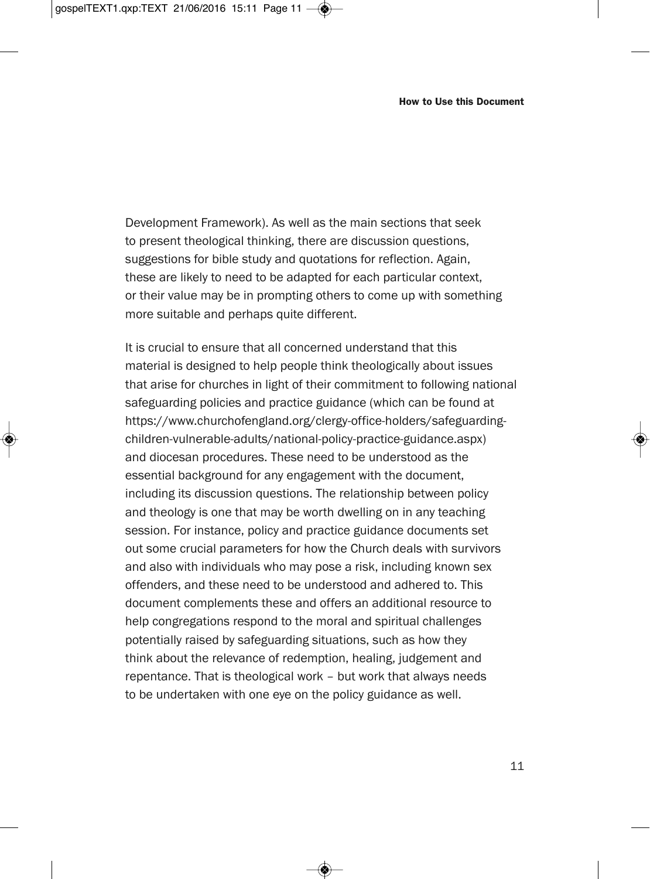Development Framework). As well as the main sections that seek to present theological thinking, there are discussion questions, suggestions for bible study and quotations for reflection. Again, these are likely to need to be adapted for each particular context, or their value may be in prompting others to come up with something more suitable and perhaps quite different.

It is crucial to ensure that all concerned understand that this material is designed to help people think theologically about issues that arise for churches in light of their commitment to following national safeguarding policies and practice guidance (which can be found at https://www.churchofengland.org/clergy-office-holders/safeguarding-children-vulnerable-adults/national-policy-practice-guidance.aspx) and diocesan procedures. These need to be understood as the essential background for any engagement with the document, including its discussion questions. The relationship between policy and theology is one that may be worth dwelling on in any teaching session. For instance, policy and practice guidance documents set out some crucial parameters for how the Church deals with survivors and also with individuals who may pose a risk, including known sex offenders, and these need to be understood and adhered to. This document complements these and offers an additional resource to help congregations respond to the moral and spiritual challenges potentially raised by safeguarding situations, such as how they think about the relevance of redemption, healing, judgement and repentance. That is theological work – but work that always needs to be undertaken with one eye on the policy guidance as well.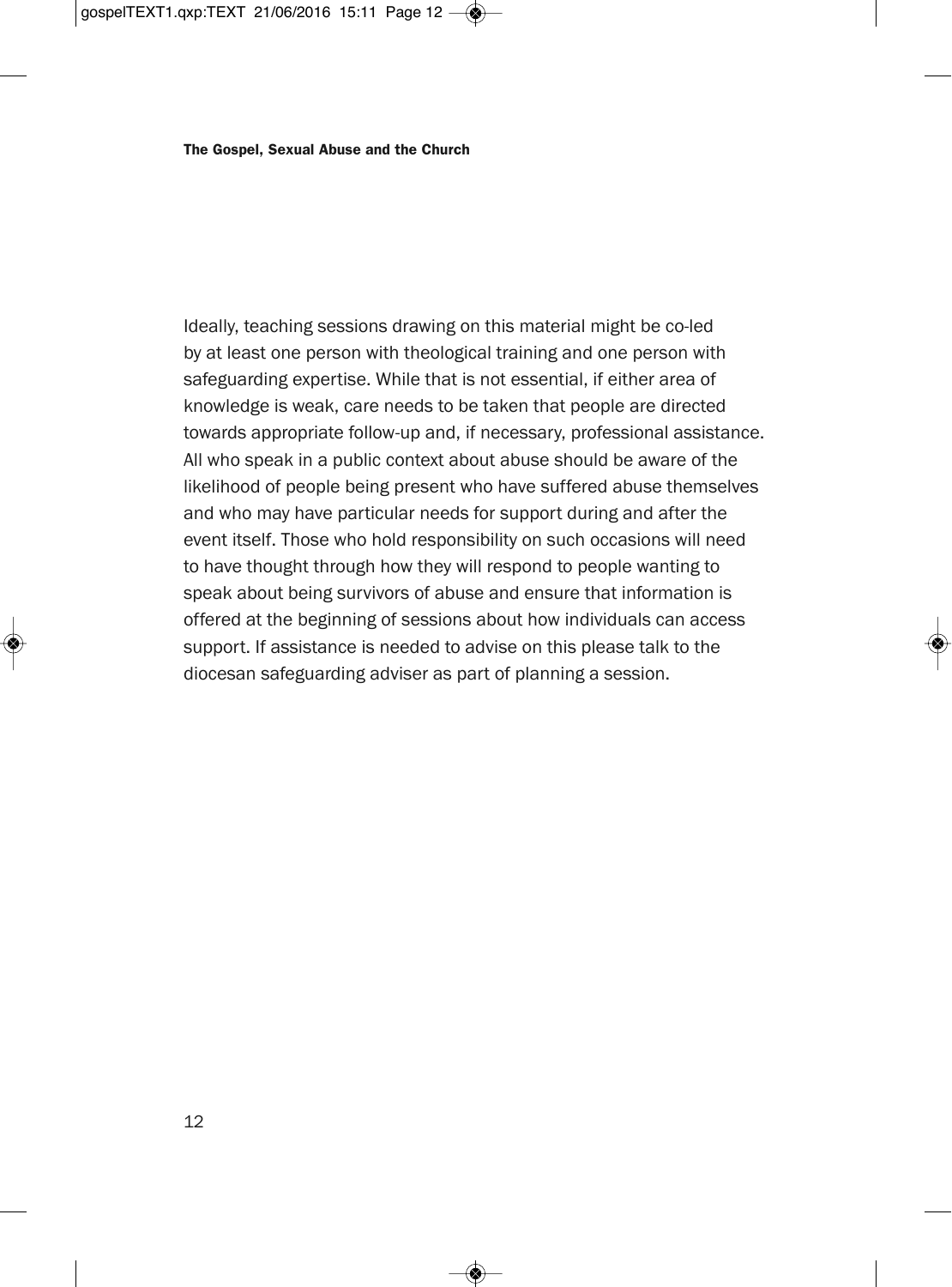Ideally, teaching sessions drawing on this material might be co-led by at least one person with theological training and one person with safeguarding expertise. While that is not essential, if either area of knowledge is weak, care needs to be taken that people are directed towards appropriate follow-up and, if necessary, professional assistance. All who speak in a public context about abuse should be aware of the likelihood of people being present who have suffered abuse themselves and who may have particular needs for support during and after the event itself. Those who hold responsibility on such occasions will need to have thought through how they will respond to people wanting to speak about being survivors of abuse and ensure that information is offered at the beginning of sessions about how individuals can access support. If assistance is needed to advise on this please talk to the diocesan safeguarding adviser as part of planning a session.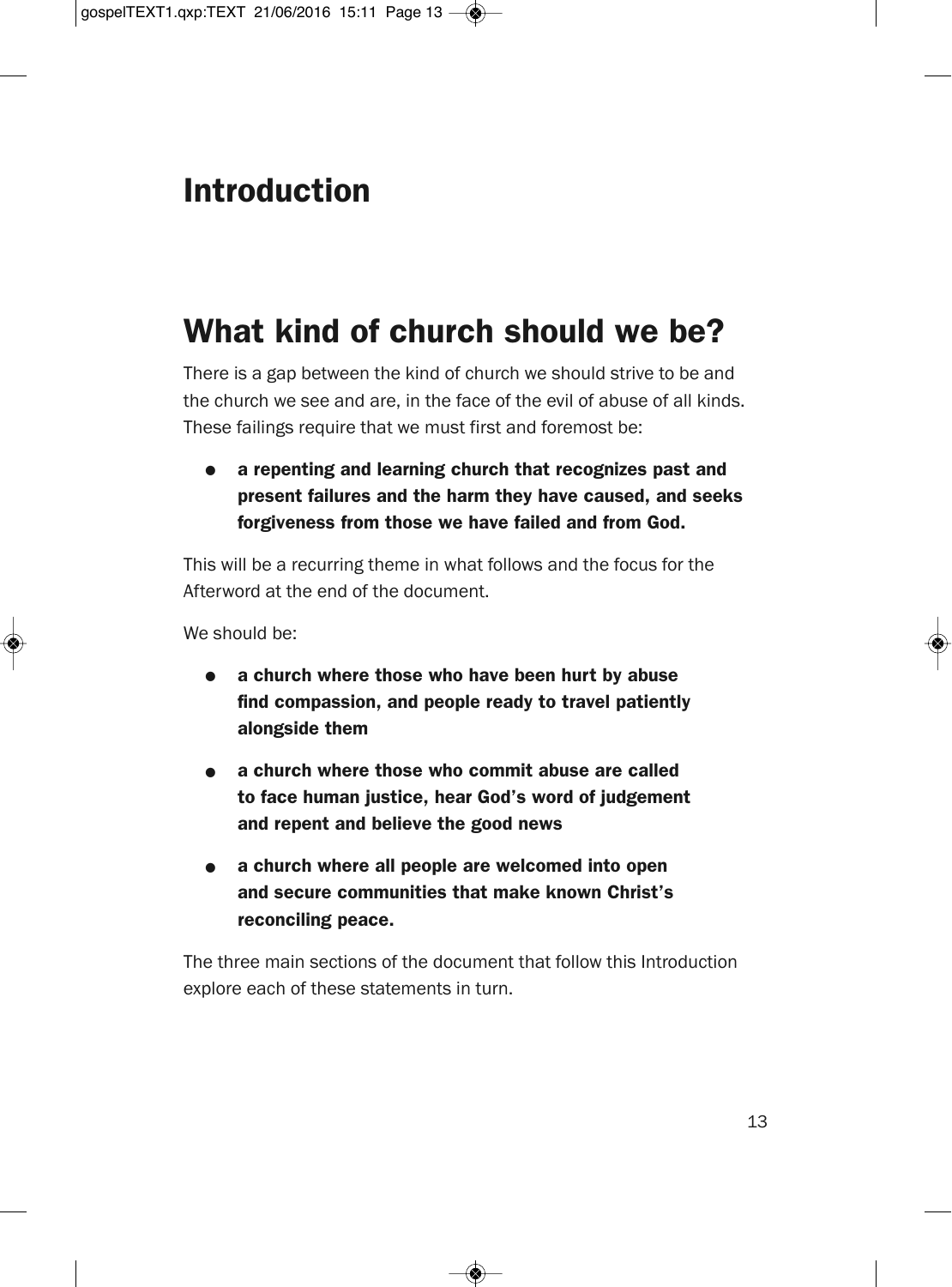# Introduction

## What kind of church should we be?

There is a gap between the kind of church we should strive to be and the church we see and are, in the face of the evil of abuse of all kinds. These failings require that we must first and foremost be:

- **a repenting and learning church that recognizes past and present failures and the harm they have caused, and seeks forgiveness from those we have failed and from God.**

This will be a recurring theme in what follows and the focus for the Afterword at the end of the document.

We should be:

- **a church where those who have been hurt by abuse find compassion, and people ready to travel patiently alongside them**
- **a church where those who commit abuse are called to face human justice, hear God's word of judgement and repent and believe the good news**
- **a church where all people are welcomed into open and secure communities that make known Christ's reconciling peace.**

The three main sections of the document that follow this Introduction explore each of these statements in turn.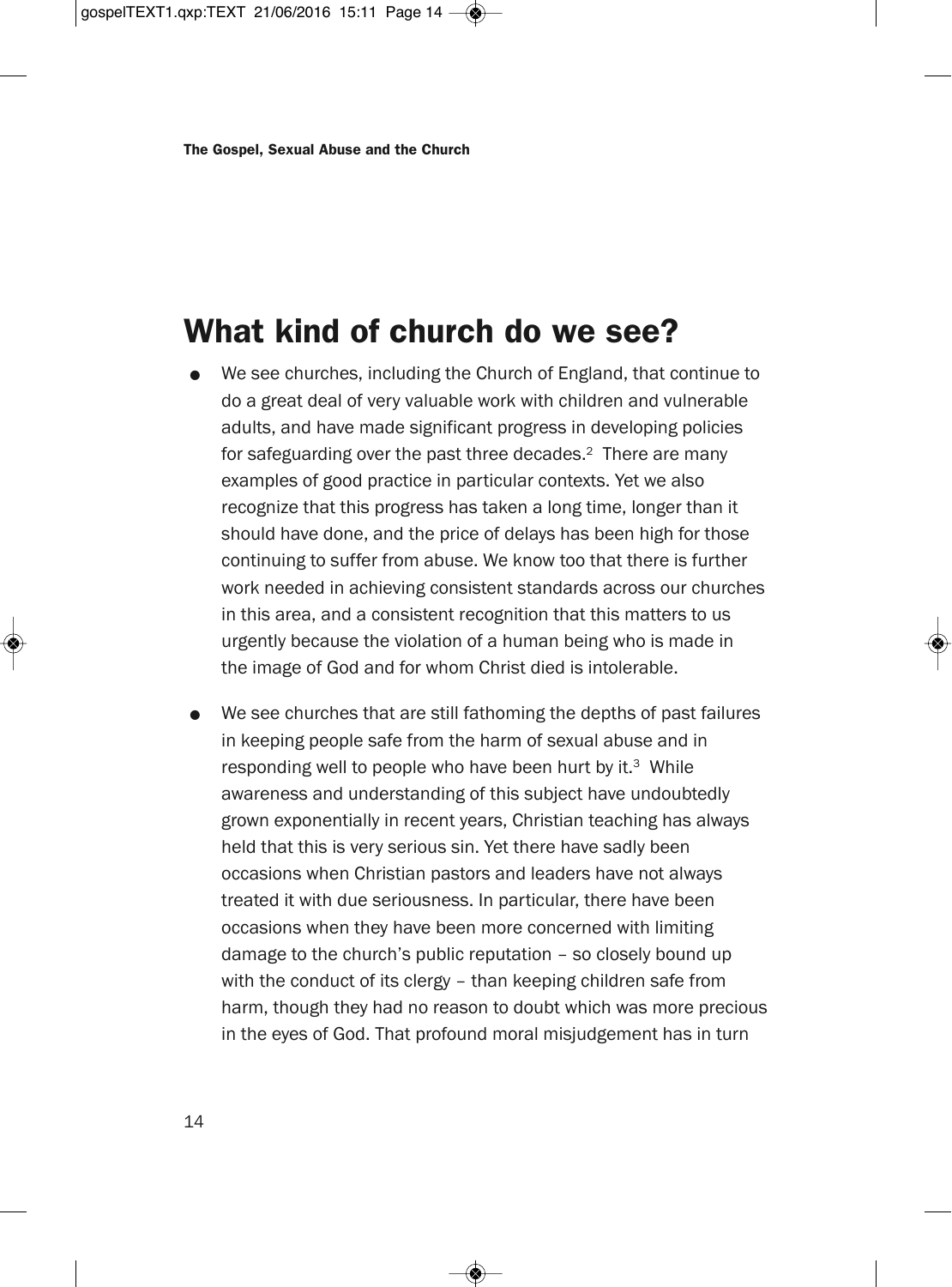# What kind of church do we see?

- We see churches, including the Church of England, that continue to do a great deal of very valuable work with children and vulnerable adults, and have made significant progress in developing policies for safeguarding over the past three decades.[2] There are many examples of good practice in particular contexts. Yet we also recognize that this progress has taken a long time, longer than it should have done, and the price of delays has been high for those continuing to suffer from abuse. We know too that there is further work needed in achieving consistent standards across our churches in this area, and a consistent recognition that this matters to us urgently because the violation of a human being who is made in the image of God and for whom Christ died is intolerable.

- We see churches that are still fathoming the depths of past failures in keeping people safe from the harm of sexual abuse and in responding well to people who have been hurt by it.[3] While awareness and understanding of this subject have undoubtedly grown exponentially in recent years, Christian teaching has always held that this is very serious sin. Yet there have sadly been occasions when Christian pastors and leaders have not always treated it with due seriousness. In particular, there have been occasions when they have been more concerned with limiting damage to the church's public reputation – so closely bound up with the conduct of its clergy – than keeping children safe from harm, though they had no reason to doubt which was more precious in the eyes of God. That profound moral misjudgement has in turn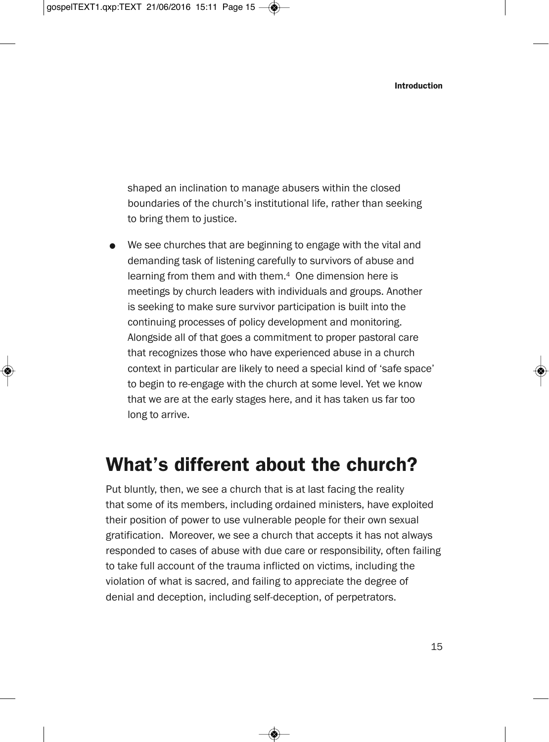shaped an inclination to manage abusers within the closed boundaries of the church's institutional life, rather than seeking to bring them to justice.

- We see churches that are beginning to engage with the vital and demanding task of listening carefully to survivors of abuse and learning from them and with them.[4] One dimension here is meetings by church leaders with individuals and groups. Another is seeking to make sure survivor participation is built into the continuing processes of policy development and monitoring. Alongside all of that goes a commitment to proper pastoral care that recognizes those who have experienced abuse in a church context in particular are likely to need a special kind of 'safe space' to begin to re-engage with the church at some level. Yet we know that we are at the early stages here, and it has taken us far too long to arrive.

## What's different about the church?

Put bluntly, then, we see a church that is at last facing the reality that some of its members, including ordained ministers, have exploited their position of power to use vulnerable people for their own sexual gratification. Moreover, we see a church that accepts it has not always responded to cases of abuse with due care or responsibility, often failing to take full account of the trauma inflicted on victims, including the violation of what is sacred, and failing to appreciate the degree of denial and deception, including self-deception, of perpetrators.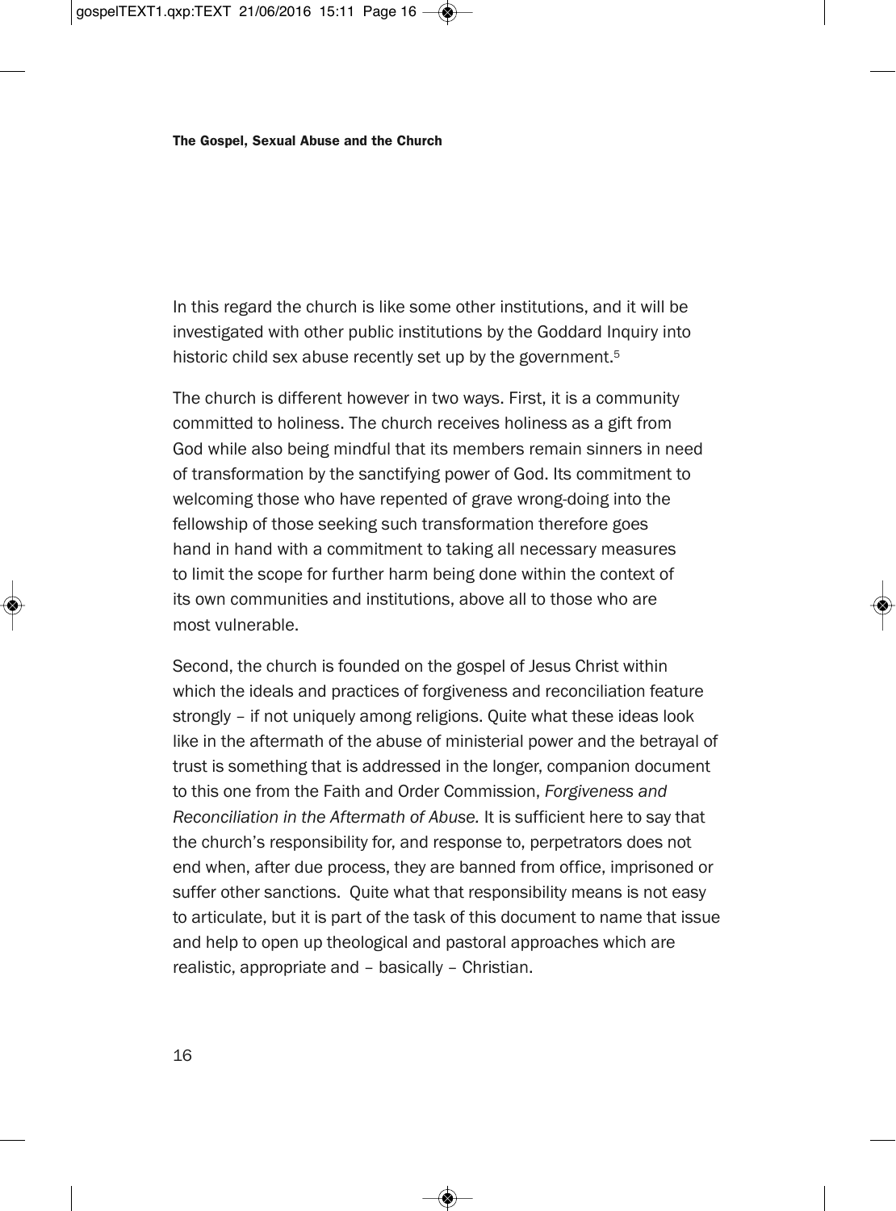In this regard the church is like some other institutions, and it will be investigated with other public institutions by the Goddard Inquiry into historic child sex abuse recently set up by the government.[5]

The church is different however in two ways. First, it is a community committed to holiness. The church receives holiness as a gift from God while also being mindful that its members remain sinners in need of transformation by the sanctifying power of God. Its commitment to welcoming those who have repented of grave wrong-doing into the fellowship of those seeking such transformation therefore goes hand in hand with a commitment to taking all necessary measures to limit the scope for further harm being done within the context of its own communities and institutions, above all to those who are most vulnerable.

Second, the church is founded on the gospel of Jesus Christ within which the ideals and practices of forgiveness and reconciliation feature strongly – if not uniquely among religions. Quite what these ideas look like in the aftermath of the abuse of ministerial power and the betrayal of trust is something that is addressed in the longer, companion document to this one from the Faith and Order Commission, *Forgiveness and Reconciliation in the Aftermath of Abuse.* It is sufficient here to say that the church's responsibility for, and response to, perpetrators does not end when, after due process, they are banned from office, imprisoned or suffer other sanctions. Quite what that responsibility means is not easy to articulate, but it is part of the task of this document to name that issue and help to open up theological and pastoral approaches which are realistic, appropriate and – basically – Christian.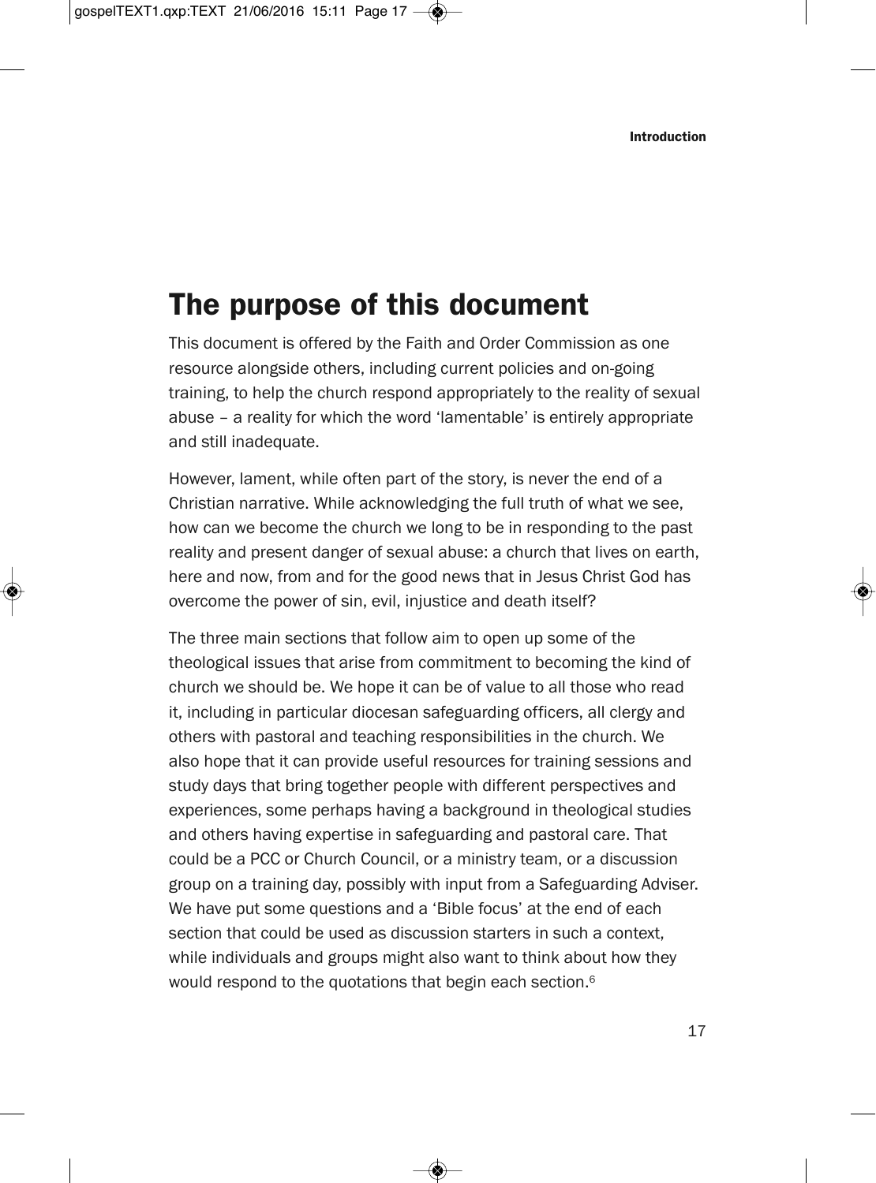## The purpose of this document

This document is offered by the Faith and Order Commission as one resource alongside others, including current policies and on-going training, to help the church respond appropriately to the reality of sexual abuse – a reality for which the word 'lamentable' is entirely appropriate and still inadequate.

However, lament, while often part of the story, is never the end of a Christian narrative. While acknowledging the full truth of what we see, how can we become the church we long to be in responding to the past reality and present danger of sexual abuse: a church that lives on earth, here and now, from and for the good news that in Jesus Christ God has overcome the power of sin, evil, injustice and death itself?

The three main sections that follow aim to open up some of the theological issues that arise from commitment to becoming the kind of church we should be. We hope it can be of value to all those who read it, including in particular diocesan safeguarding officers, all clergy and others with pastoral and teaching responsibilities in the church. We also hope that it can provide useful resources for training sessions and study days that bring together people with different perspectives and experiences, some perhaps having a background in theological studies and others having expertise in safeguarding and pastoral care. That could be a PCC or Church Council, or a ministry team, or a discussion group on a training day, possibly with input from a Safeguarding Adviser. We have put some questions and a 'Bible focus' at the end of each section that could be used as discussion starters in such a context, while individuals and groups might also want to think about how they would respond to the quotations that begin each section.[6]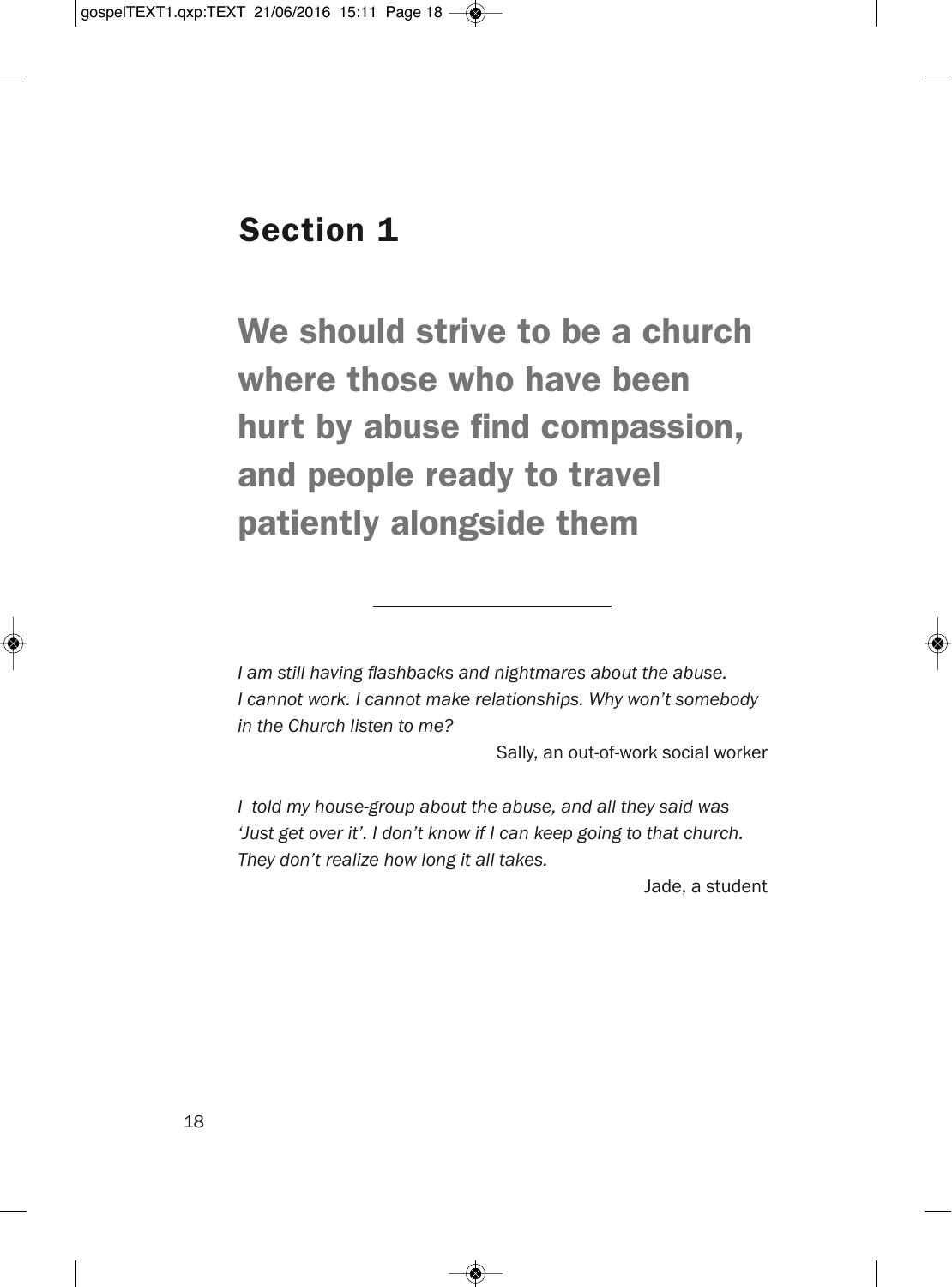# Section 1

## We should strive to be a church where those who have been hurt by abuse find compassion, and people ready to travel patiently alongside them

---

*I am still having flashbacks and nightmares about the abuse. I cannot work. I cannot make relationships. Why won't somebody in the Church listen to me?*

Sally, an out-of-work social worker

*I told my house-group about the abuse, and all they said was 'Just get over it'. I don't know if I can keep going to that church. They don't realize how long it all takes.*

Jade, a student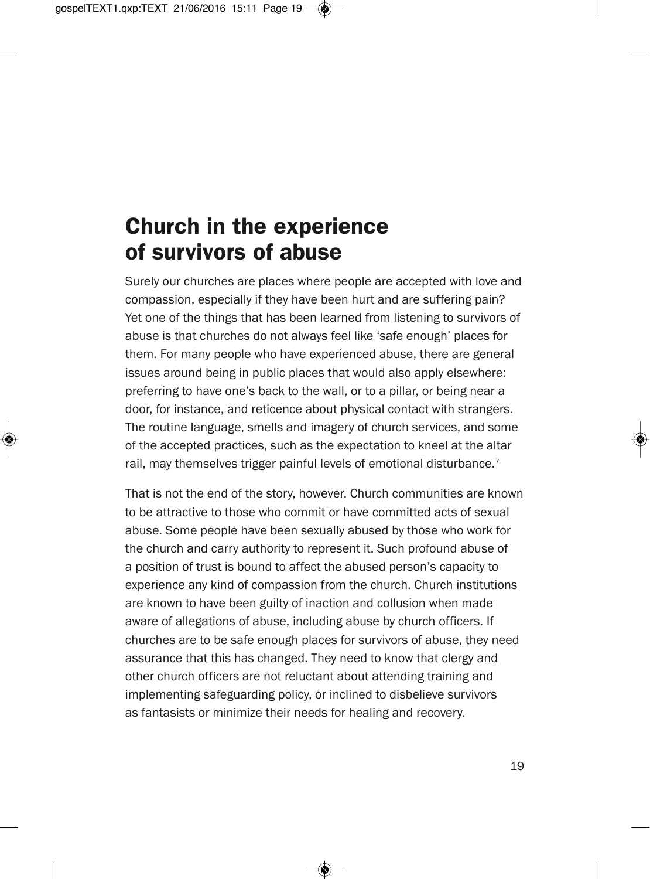# Church in the experience of survivors of abuse

Surely our churches are places where people are accepted with love and compassion, especially if they have been hurt and are suffering pain? Yet one of the things that has been learned from listening to survivors of abuse is that churches do not always feel like 'safe enough' places for them. For many people who have experienced abuse, there are general issues around being in public places that would also apply elsewhere: preferring to have one's back to the wall, or to a pillar, or being near a door, for instance, and reticence about physical contact with strangers. The routine language, smells and imagery of church services, and some of the accepted practices, such as the expectation to kneel at the altar rail, may themselves trigger painful levels of emotional disturbance.[7]

That is not the end of the story, however. Church communities are known to be attractive to those who commit or have committed acts of sexual abuse. Some people have been sexually abused by those who work for the church and carry authority to represent it. Such profound abuse of a position of trust is bound to affect the abused person's capacity to experience any kind of compassion from the church. Church institutions are known to have been guilty of inaction and collusion when made aware of allegations of abuse, including abuse by church officers. If churches are to be safe enough places for survivors of abuse, they need assurance that this has changed. They need to know that clergy and other church officers are not reluctant about attending training and implementing safeguarding policy, or inclined to disbelieve survivors as fantasists or minimize their needs for healing and recovery.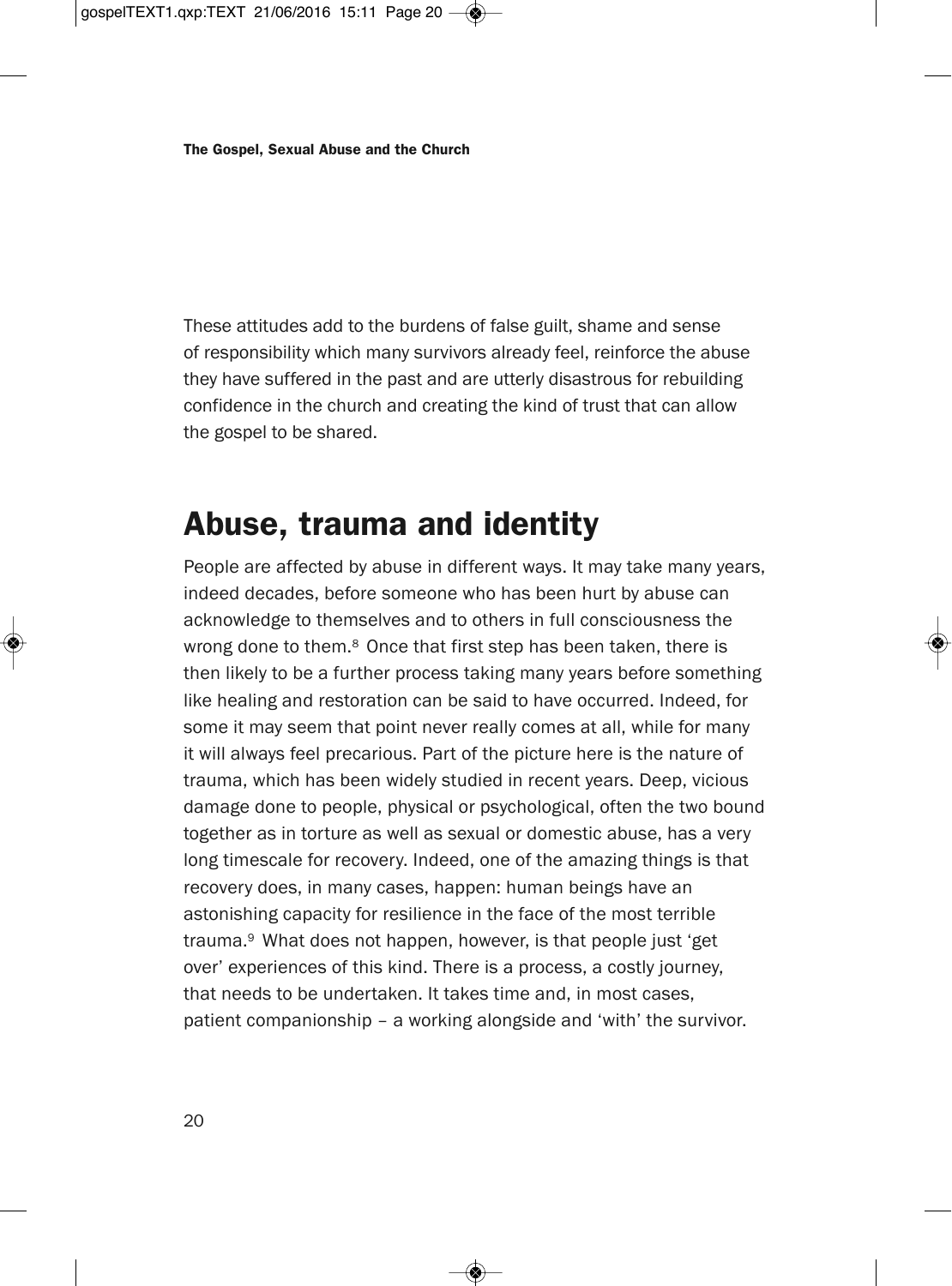These attitudes add to the burdens of false guilt, shame and sense of responsibility which many survivors already feel, reinforce the abuse they have suffered in the past and are utterly disastrous for rebuilding confidence in the church and creating the kind of trust that can allow the gospel to be shared.

## Abuse, trauma and identity

People are affected by abuse in different ways. It may take many years, indeed decades, before someone who has been hurt by abuse can acknowledge to themselves and to others in full consciousness the wrong done to them.[8] Once that first step has been taken, there is then likely to be a further process taking many years before something like healing and restoration can be said to have occurred. Indeed, for some it may seem that point never really comes at all, while for many it will always feel precarious. Part of the picture here is the nature of trauma, which has been widely studied in recent years. Deep, vicious damage done to people, physical or psychological, often the two bound together as in torture as well as sexual or domestic abuse, has a very long timescale for recovery. Indeed, one of the amazing things is that recovery does, in many cases, happen: human beings have an astonishing capacity for resilience in the face of the most terrible trauma.[9] What does not happen, however, is that people just 'get over' experiences of this kind. There is a process, a costly journey, that needs to be undertaken. It takes time and, in most cases, patient companionship – a working alongside and 'with' the survivor.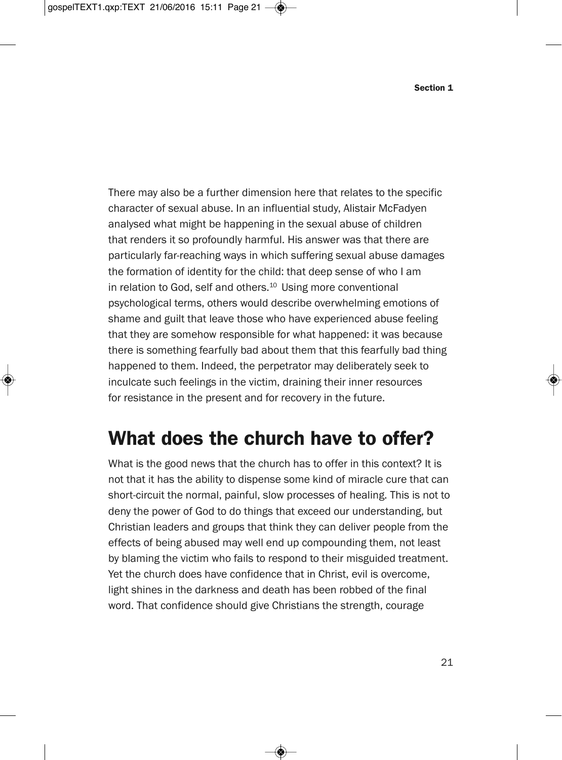There may also be a further dimension here that relates to the specific character of sexual abuse. In an influential study, Alistair McFadyen analysed what might be happening in the sexual abuse of children that renders it so profoundly harmful. His answer was that there are particularly far-reaching ways in which suffering sexual abuse damages the formation of identity for the child: that deep sense of who I am in relation to God, self and others.[10] Using more conventional psychological terms, others would describe overwhelming emotions of shame and guilt that leave those who have experienced abuse feeling that they are somehow responsible for what happened: it was because there is something fearfully bad about them that this fearfully bad thing happened to them. Indeed, the perpetrator may deliberately seek to inculcate such feelings in the victim, draining their inner resources for resistance in the present and for recovery in the future.

## What does the church have to offer?

What is the good news that the church has to offer in this context? It is not that it has the ability to dispense some kind of miracle cure that can short-circuit the normal, painful, slow processes of healing. This is not to deny the power of God to do things that exceed our understanding, but Christian leaders and groups that think they can deliver people from the effects of being abused may well end up compounding them, not least by blaming the victim who fails to respond to their misguided treatment. Yet the church does have confidence that in Christ, evil is overcome, light shines in the darkness and death has been robbed of the final word. That confidence should give Christians the strength, courage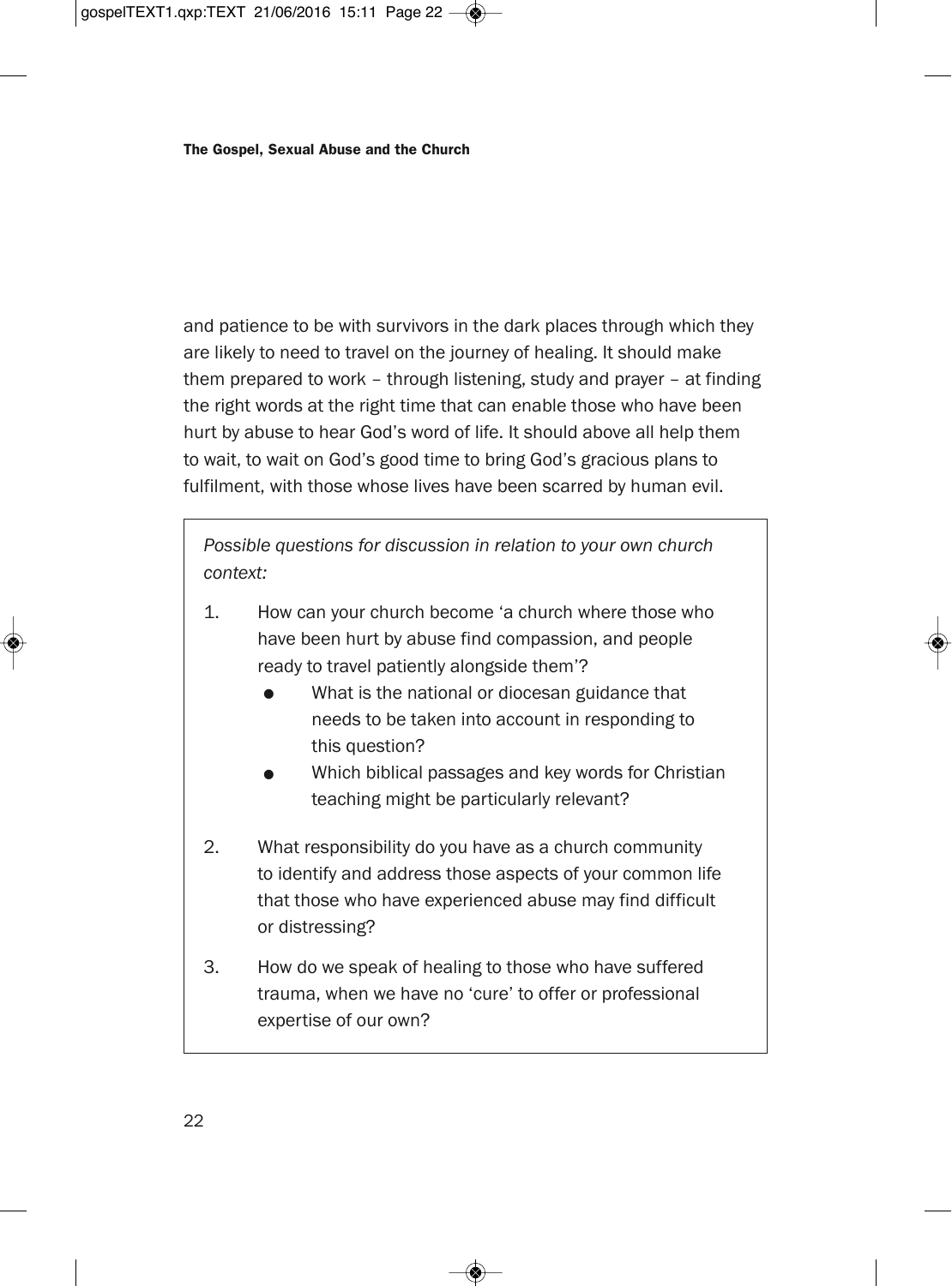and patience to be with survivors in the dark places through which they are likely to need to travel on the journey of healing. It should make them prepared to work – through listening, study and prayer – at finding the right words at the right time that can enable those who have been hurt by abuse to hear God's word of life. It should above all help them to wait, to wait on God's good time to bring God's gracious plans to fulfilment, with those whose lives have been scarred by human evil.

> *Possible questions for discussion in relation to your own church context:*
>
> 1. How can your church become 'a church where those who have been hurt by abuse find compassion, and people ready to travel patiently alongside them'?
>    - What is the national or diocesan guidance that needs to be taken into account in responding to this question?
>    - Which biblical passages and key words for Christian teaching might be particularly relevant?
> 2. What responsibility do you have as a church community to identify and address those aspects of your common life that those who have experienced abuse may find difficult or distressing?
> 3. How do we speak of healing to those who have suffered trauma, when we have no 'cure' to offer or professional expertise of our own?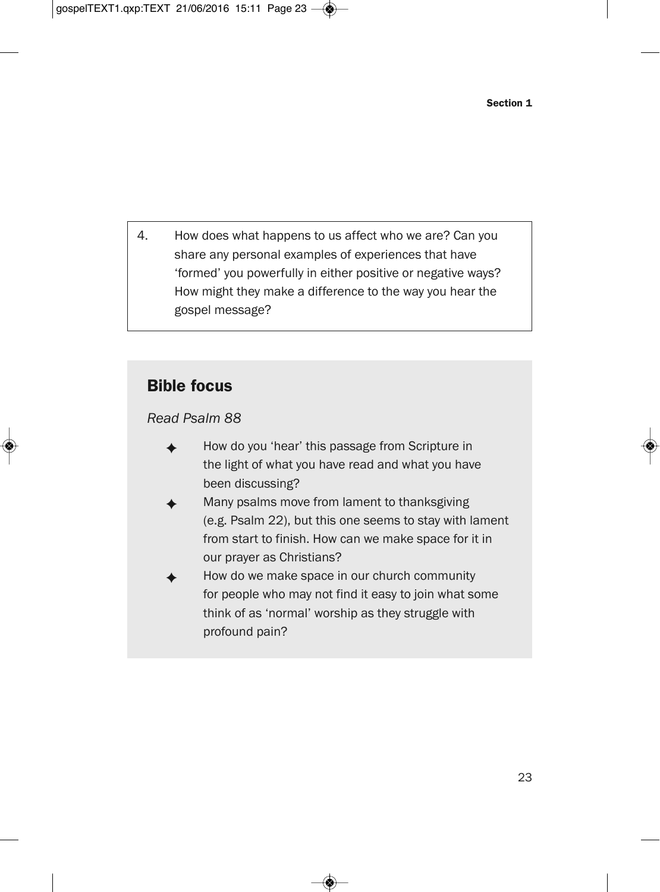4. How does what happens to us affect who we are? Can you share any personal examples of experiences that have 'formed' you powerfully in either positive or negative ways? How might they make a difference to the way you hear the gospel message?

## Bible focus

*Read Psalm 88*

- How do you 'hear' this passage from Scripture in the light of what you have read and what you have been discussing?
- Many psalms move from lament to thanksgiving (e.g. Psalm 22), but this one seems to stay with lament from start to finish. How can we make space for it in our prayer as Christians?
- How do we make space in our church community for people who may not find it easy to join what some think of as 'normal' worship as they struggle with profound pain?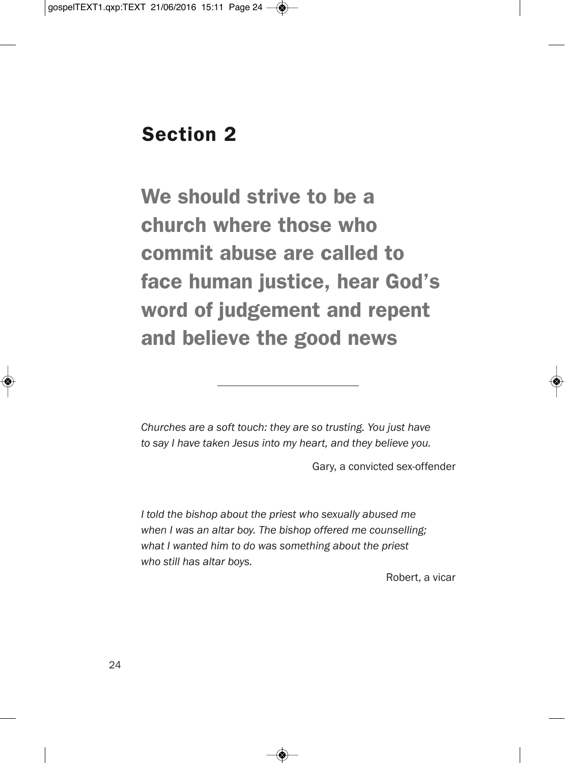# Section 2

## We should strive to be a church where those who commit abuse are called to face human justice, hear God's word of judgement and repent and believe the good news

---

*Churches are a soft touch: they are so trusting. You just have to say I have taken Jesus into my heart, and they believe you.*

Gary, a convicted sex-offender

*I told the bishop about the priest who sexually abused me when I was an altar boy. The bishop offered me counselling; what I wanted him to do was something about the priest who still has altar boys.*

Robert, a vicar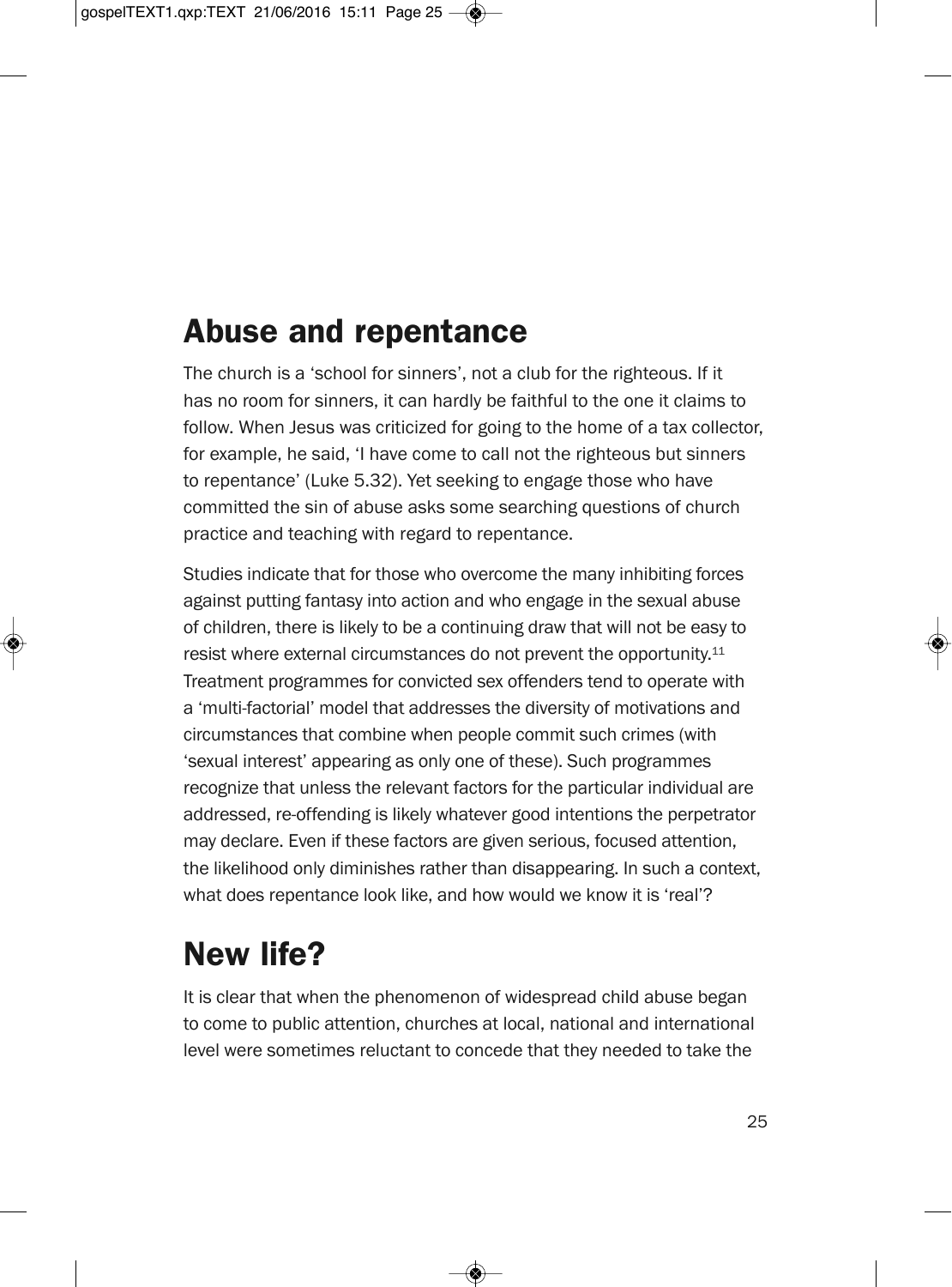## Abuse and repentance

The church is a 'school for sinners', not a club for the righteous. If it has no room for sinners, it can hardly be faithful to the one it claims to follow. When Jesus was criticized for going to the home of a tax collector, for example, he said, 'I have come to call not the righteous but sinners to repentance' (Luke 5.32). Yet seeking to engage those who have committed the sin of abuse asks some searching questions of church practice and teaching with regard to repentance.

Studies indicate that for those who overcome the many inhibiting forces against putting fantasy into action and who engage in the sexual abuse of children, there is likely to be a continuing draw that will not be easy to resist where external circumstances do not prevent the opportunity.[11] Treatment programmes for convicted sex offenders tend to operate with a 'multi-factorial' model that addresses the diversity of motivations and circumstances that combine when people commit such crimes (with 'sexual interest' appearing as only one of these). Such programmes recognize that unless the relevant factors for the particular individual are addressed, re-offending is likely whatever good intentions the perpetrator may declare. Even if these factors are given serious, focused attention, the likelihood only diminishes rather than disappearing. In such a context, what does repentance look like, and how would we know it is 'real'?

## New life?

It is clear that when the phenomenon of widespread child abuse began to come to public attention, churches at local, national and international level were sometimes reluctant to concede that they needed to take the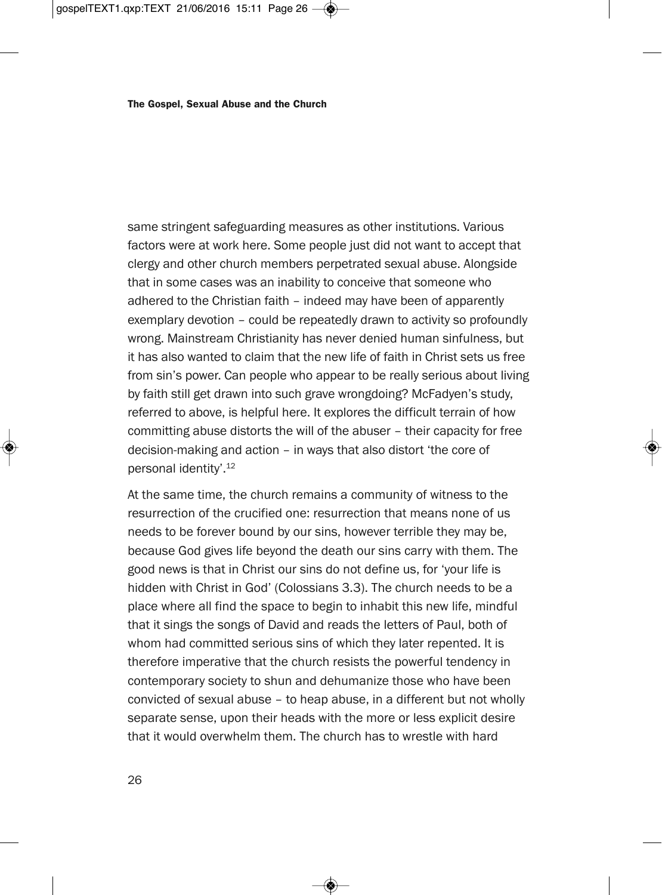same stringent safeguarding measures as other institutions. Various factors were at work here. Some people just did not want to accept that clergy and other church members perpetrated sexual abuse. Alongside that in some cases was an inability to conceive that someone who adhered to the Christian faith – indeed may have been of apparently exemplary devotion – could be repeatedly drawn to activity so profoundly wrong. Mainstream Christianity has never denied human sinfulness, but it has also wanted to claim that the new life of faith in Christ sets us free from sin's power. Can people who appear to be really serious about living by faith still get drawn into such grave wrongdoing? McFadyen's study, referred to above, is helpful here. It explores the difficult terrain of how committing abuse distorts the will of the abuser – their capacity for free decision-making and action – in ways that also distort 'the core of personal identity'.[12]

At the same time, the church remains a community of witness to the resurrection of the crucified one: resurrection that means none of us needs to be forever bound by our sins, however terrible they may be, because God gives life beyond the death our sins carry with them. The good news is that in Christ our sins do not define us, for 'your life is hidden with Christ in God' (Colossians 3.3). The church needs to be a place where all find the space to begin to inhabit this new life, mindful that it sings the songs of David and reads the letters of Paul, both of whom had committed serious sins of which they later repented. It is therefore imperative that the church resists the powerful tendency in contemporary society to shun and dehumanize those who have been convicted of sexual abuse – to heap abuse, in a different but not wholly separate sense, upon their heads with the more or less explicit desire that it would overwhelm them. The church has to wrestle with hard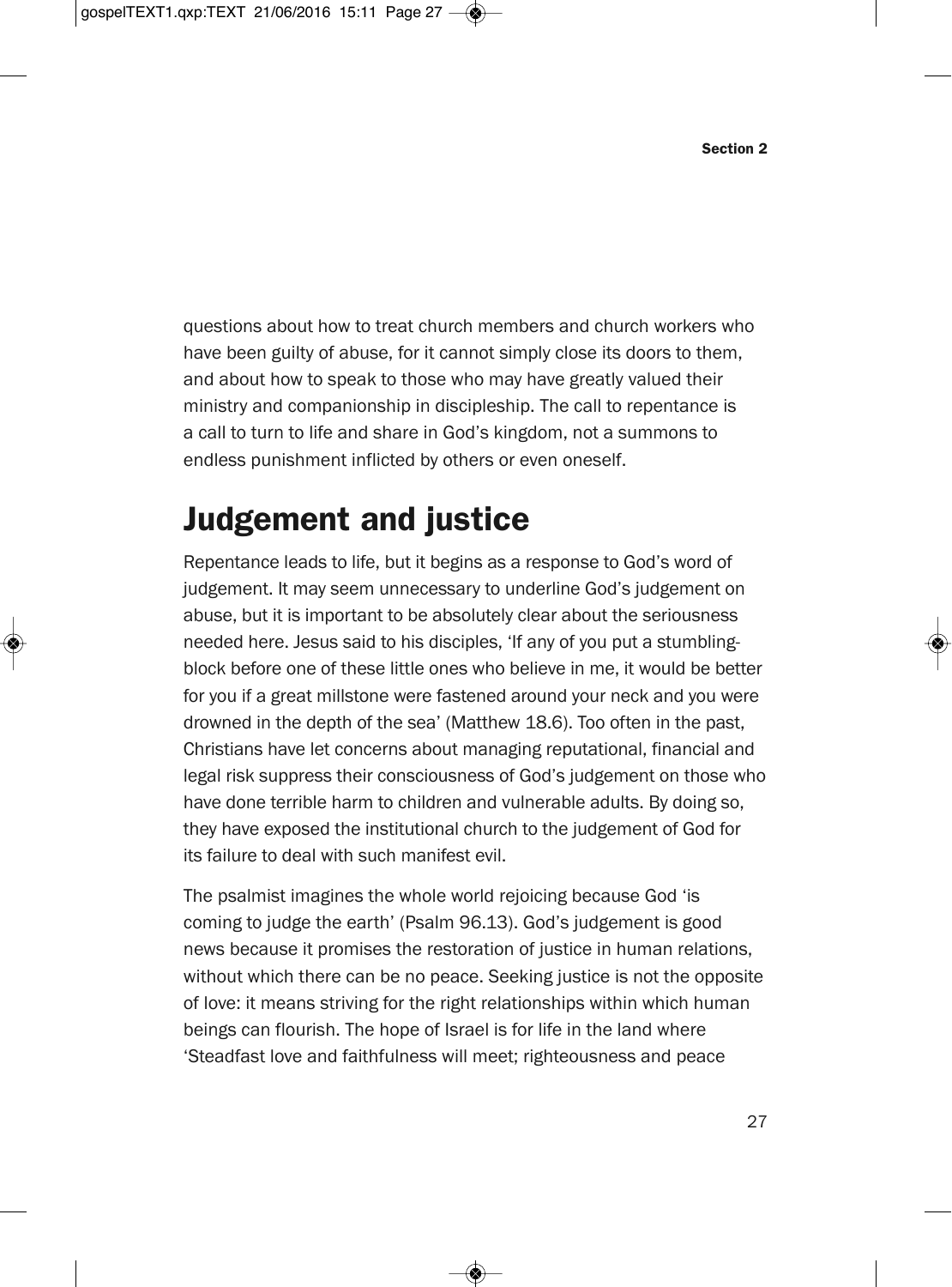questions about how to treat church members and church workers who have been guilty of abuse, for it cannot simply close its doors to them, and about how to speak to those who may have greatly valued their ministry and companionship in discipleship. The call to repentance is a call to turn to life and share in God's kingdom, not a summons to endless punishment inflicted by others or even oneself.

## Judgement and justice

Repentance leads to life, but it begins as a response to God's word of judgement. It may seem unnecessary to underline God's judgement on abuse, but it is important to be absolutely clear about the seriousness needed here. Jesus said to his disciples, 'If any of you put a stumbling-block before one of these little ones who believe in me, it would be better for you if a great millstone were fastened around your neck and you were drowned in the depth of the sea' (Matthew 18.6). Too often in the past, Christians have let concerns about managing reputational, financial and legal risk suppress their consciousness of God's judgement on those who have done terrible harm to children and vulnerable adults. By doing so, they have exposed the institutional church to the judgement of God for its failure to deal with such manifest evil.

The psalmist imagines the whole world rejoicing because God 'is coming to judge the earth' (Psalm 96.13). God's judgement is good news because it promises the restoration of justice in human relations, without which there can be no peace. Seeking justice is not the opposite of love: it means striving for the right relationships within which human beings can flourish. The hope of Israel is for life in the land where 'Steadfast love and faithfulness will meet; righteousness and peace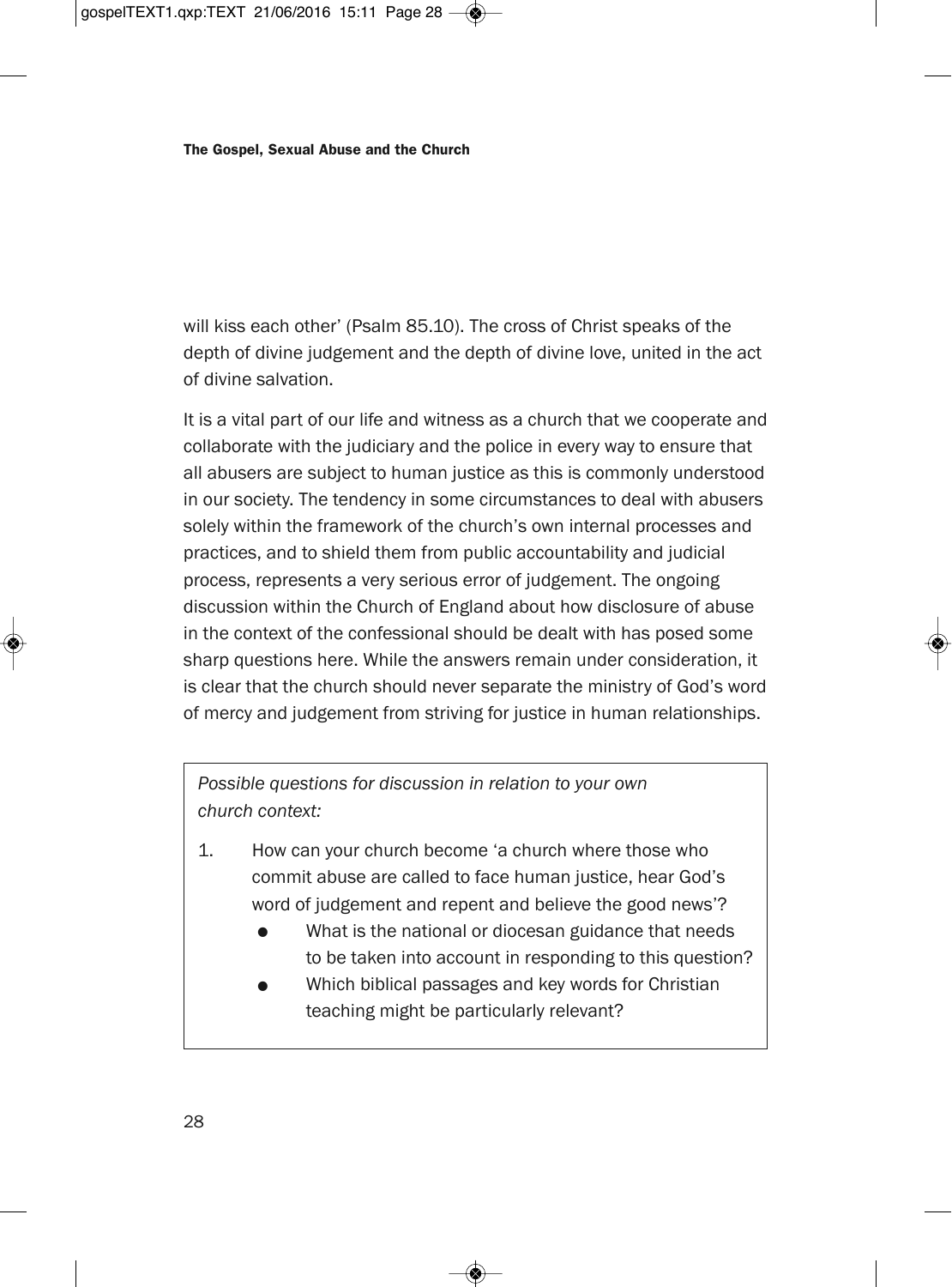will kiss each other' (Psalm 85.10). The cross of Christ speaks of the depth of divine judgement and the depth of divine love, united in the act of divine salvation.

It is a vital part of our life and witness as a church that we cooperate and collaborate with the judiciary and the police in every way to ensure that all abusers are subject to human justice as this is commonly understood in our society. The tendency in some circumstances to deal with abusers solely within the framework of the church's own internal processes and practices, and to shield them from public accountability and judicial process, represents a very serious error of judgement. The ongoing discussion within the Church of England about how disclosure of abuse in the context of the confessional should be dealt with has posed some sharp questions here. While the answers remain under consideration, it is clear that the church should never separate the ministry of God's word of mercy and judgement from striving for justice in human relationships.

> *Possible questions for discussion in relation to your own church context:*
>
> 1. How can your church become 'a church where those who commit abuse are called to face human justice, hear God's word of judgement and repent and believe the good news'?
>     - What is the national or diocesan guidance that needs to be taken into account in responding to this question?
>     - Which biblical passages and key words for Christian teaching might be particularly relevant?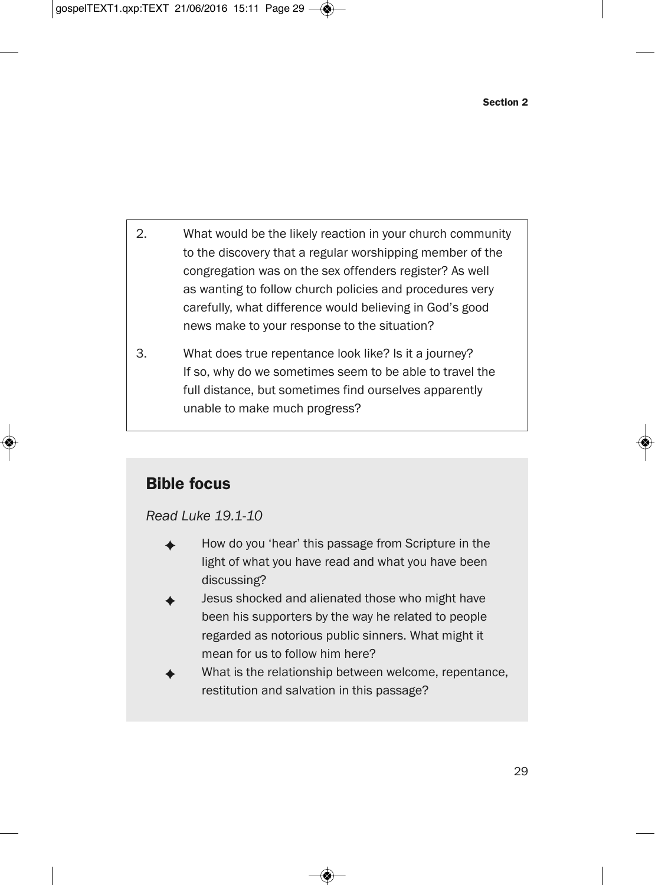2. What would be the likely reaction in your church community to the discovery that a regular worshipping member of the congregation was on the sex offenders register? As well as wanting to follow church policies and procedures very carefully, what difference would believing in God's good news make to your response to the situation?

3. What does true repentance look like? Is it a journey? If so, why do we sometimes seem to be able to travel the full distance, but sometimes find ourselves apparently unable to make much progress?

## Bible focus

*Read Luke 19.1-10*

- How do you 'hear' this passage from Scripture in the light of what you have read and what you have been discussing?
- Jesus shocked and alienated those who might have been his supporters by the way he related to people regarded as notorious public sinners. What might it mean for us to follow him here?
- What is the relationship between welcome, repentance, restitution and salvation in this passage?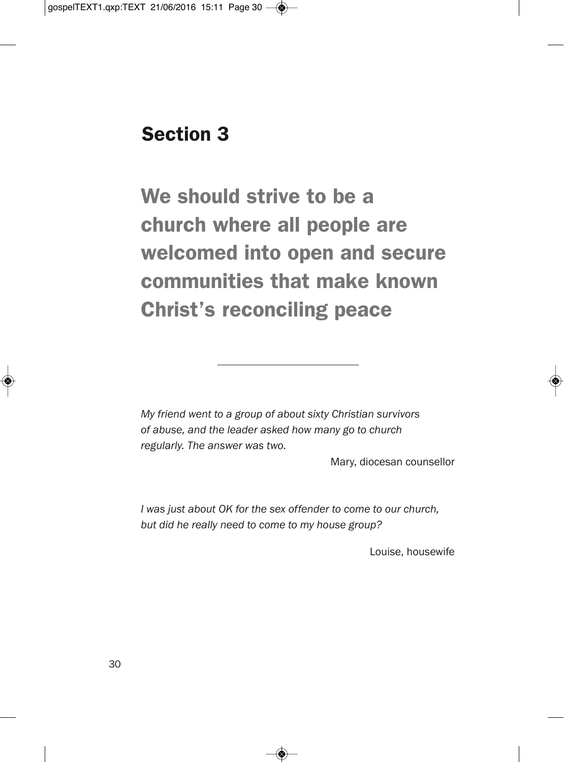# Section 3

## We should strive to be a church where all people are welcomed into open and secure communities that make known Christ's reconciling peace

---

*My friend went to a group of about sixty Christian survivors of abuse, and the leader asked how many go to church regularly. The answer was two.*

Mary, diocesan counsellor

*I was just about OK for the sex offender to come to our church, but did he really need to come to my house group?*

Louise, housewife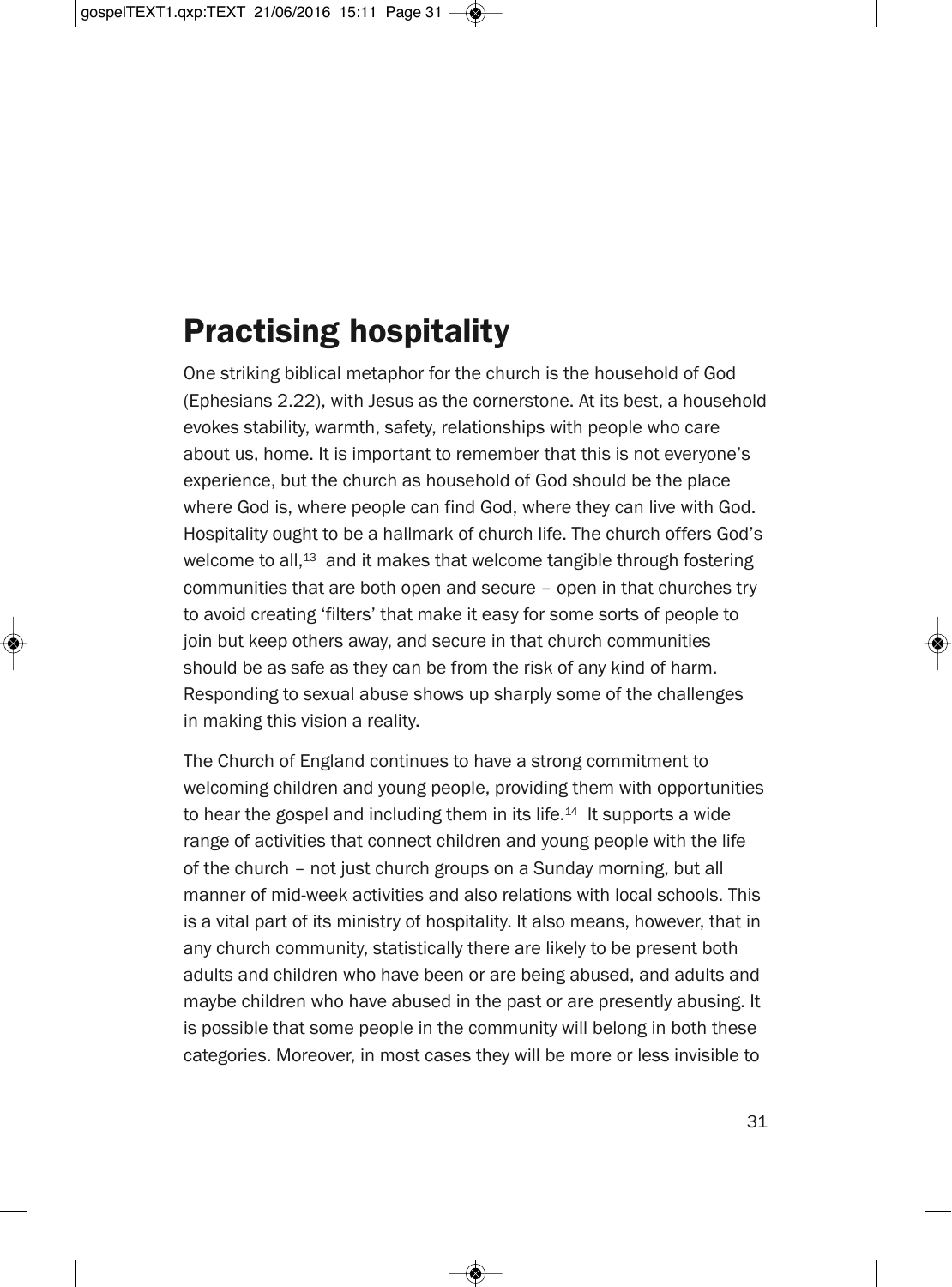## Practising hospitality

One striking biblical metaphor for the church is the household of God (Ephesians 2.22), with Jesus as the cornerstone. At its best, a household evokes stability, warmth, safety, relationships with people who care about us, home. It is important to remember that this is not everyone's experience, but the church as household of God should be the place where God is, where people can find God, where they can live with God. Hospitality ought to be a hallmark of church life. The church offers God's welcome to all,[13] and it makes that welcome tangible through fostering communities that are both open and secure – open in that churches try to avoid creating 'filters' that make it easy for some sorts of people to join but keep others away, and secure in that church communities should be as safe as they can be from the risk of any kind of harm. Responding to sexual abuse shows up sharply some of the challenges in making this vision a reality.

The Church of England continues to have a strong commitment to welcoming children and young people, providing them with opportunities to hear the gospel and including them in its life.[14] It supports a wide range of activities that connect children and young people with the life of the church – not just church groups on a Sunday morning, but all manner of mid-week activities and also relations with local schools. This is a vital part of its ministry of hospitality. It also means, however, that in any church community, statistically there are likely to be present both adults and children who have been or are being abused, and adults and maybe children who have abused in the past or are presently abusing. It is possible that some people in the community will belong in both these categories. Moreover, in most cases they will be more or less invisible to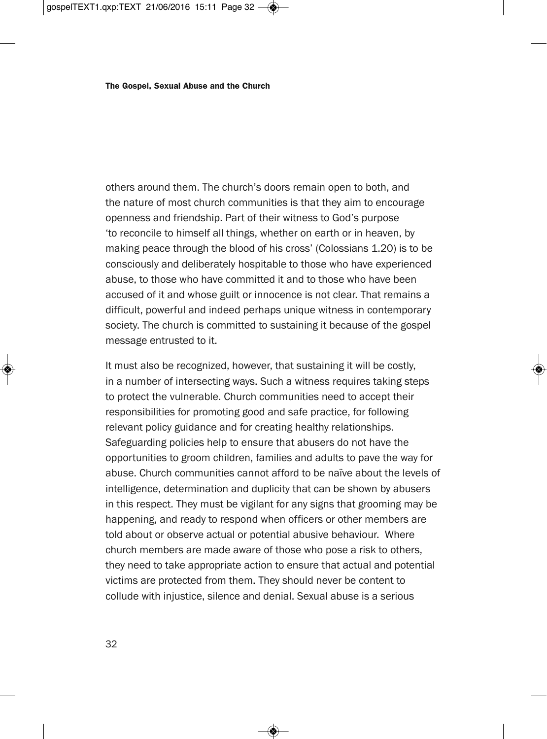others around them. The church's doors remain open to both, and the nature of most church communities is that they aim to encourage openness and friendship. Part of their witness to God's purpose 'to reconcile to himself all things, whether on earth or in heaven, by making peace through the blood of his cross' (Colossians 1.20) is to be consciously and deliberately hospitable to those who have experienced abuse, to those who have committed it and to those who have been accused of it and whose guilt or innocence is not clear. That remains a difficult, powerful and indeed perhaps unique witness in contemporary society. The church is committed to sustaining it because of the gospel message entrusted to it.

It must also be recognized, however, that sustaining it will be costly, in a number of intersecting ways. Such a witness requires taking steps to protect the vulnerable. Church communities need to accept their responsibilities for promoting good and safe practice, for following relevant policy guidance and for creating healthy relationships. Safeguarding policies help to ensure that abusers do not have the opportunities to groom children, families and adults to pave the way for abuse. Church communities cannot afford to be naïve about the levels of intelligence, determination and duplicity that can be shown by abusers in this respect. They must be vigilant for any signs that grooming may be happening, and ready to respond when officers or other members are told about or observe actual or potential abusive behaviour. Where church members are made aware of those who pose a risk to others, they need to take appropriate action to ensure that actual and potential victims are protected from them. They should never be content to collude with injustice, silence and denial. Sexual abuse is a serious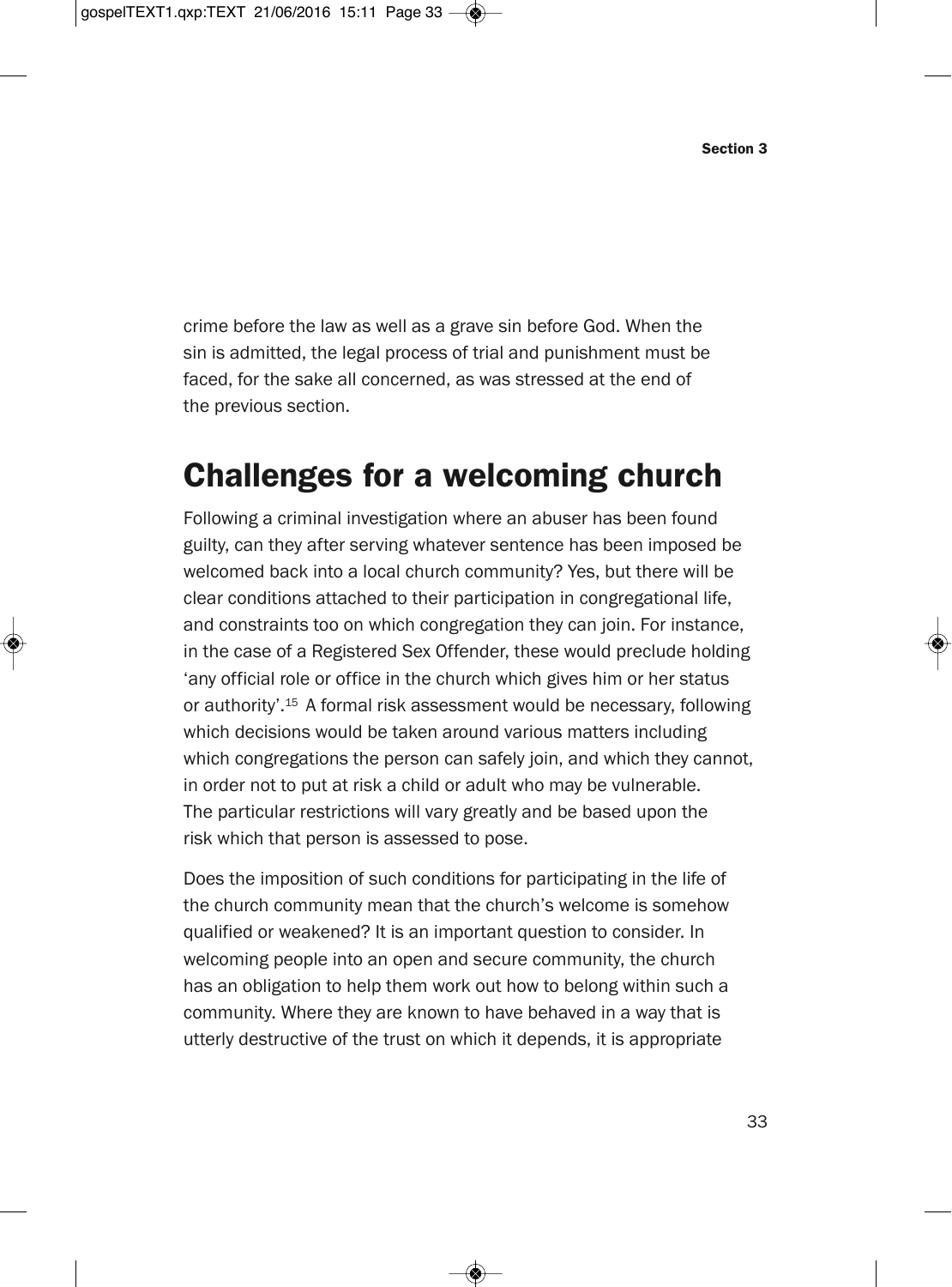crime before the law as well as a grave sin before God. When the sin is admitted, the legal process of trial and punishment must be faced, for the sake all concerned, as was stressed at the end of the previous section.

## Challenges for a welcoming church

Following a criminal investigation where an abuser has been found guilty, can they after serving whatever sentence has been imposed be welcomed back into a local church community? Yes, but there will be clear conditions attached to their participation in congregational life, and constraints too on which congregation they can join. For instance, in the case of a Registered Sex Offender, these would preclude holding 'any official role or office in the church which gives him or her status or authority'.[15] A formal risk assessment would be necessary, following which decisions would be taken around various matters including which congregations the person can safely join, and which they cannot, in order not to put at risk a child or adult who may be vulnerable. The particular restrictions will vary greatly and be based upon the risk which that person is assessed to pose.

Does the imposition of such conditions for participating in the life of the church community mean that the church's welcome is somehow qualified or weakened? It is an important question to consider. In welcoming people into an open and secure community, the church has an obligation to help them work out how to belong within such a community. Where they are known to have behaved in a way that is utterly destructive of the trust on which it depends, it is appropriate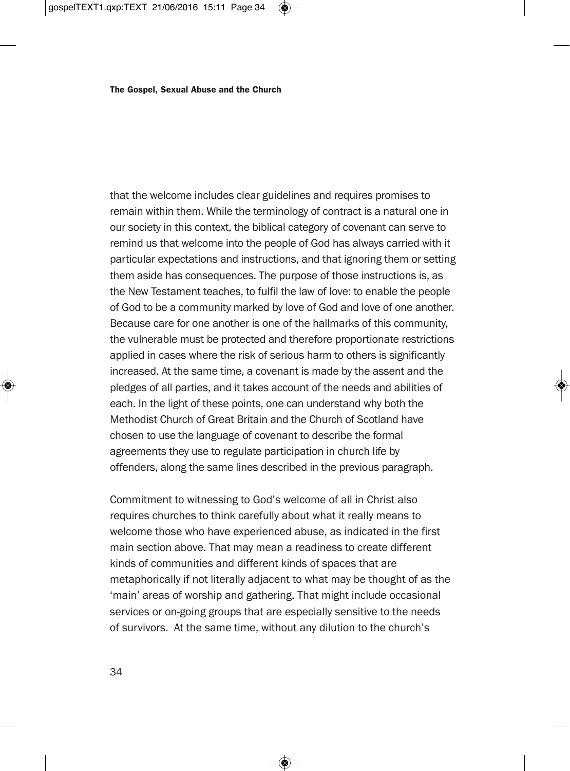that the welcome includes clear guidelines and requires promises to remain within them. While the terminology of contract is a natural one in our society in this context, the biblical category of covenant can serve to remind us that welcome into the people of God has always carried with it particular expectations and instructions, and that ignoring them or setting them aside has consequences. The purpose of those instructions is, as the New Testament teaches, to fulfil the law of love: to enable the people of God to be a community marked by love of God and love of one another. Because care for one another is one of the hallmarks of this community, the vulnerable must be protected and therefore proportionate restrictions applied in cases where the risk of serious harm to others is significantly increased. At the same time, a covenant is made by the assent and the pledges of all parties, and it takes account of the needs and abilities of each. In the light of these points, one can understand why both the Methodist Church of Great Britain and the Church of Scotland have chosen to use the language of covenant to describe the formal agreements they use to regulate participation in church life by offenders, along the same lines described in the previous paragraph.

Commitment to witnessing to God's welcome of all in Christ also requires churches to think carefully about what it really means to welcome those who have experienced abuse, as indicated in the first main section above. That may mean a readiness to create different kinds of communities and different kinds of spaces that are metaphorically if not literally adjacent to what may be thought of as the 'main' areas of worship and gathering. That might include occasional services or on-going groups that are especially sensitive to the needs of survivors. At the same time, without any dilution to the church's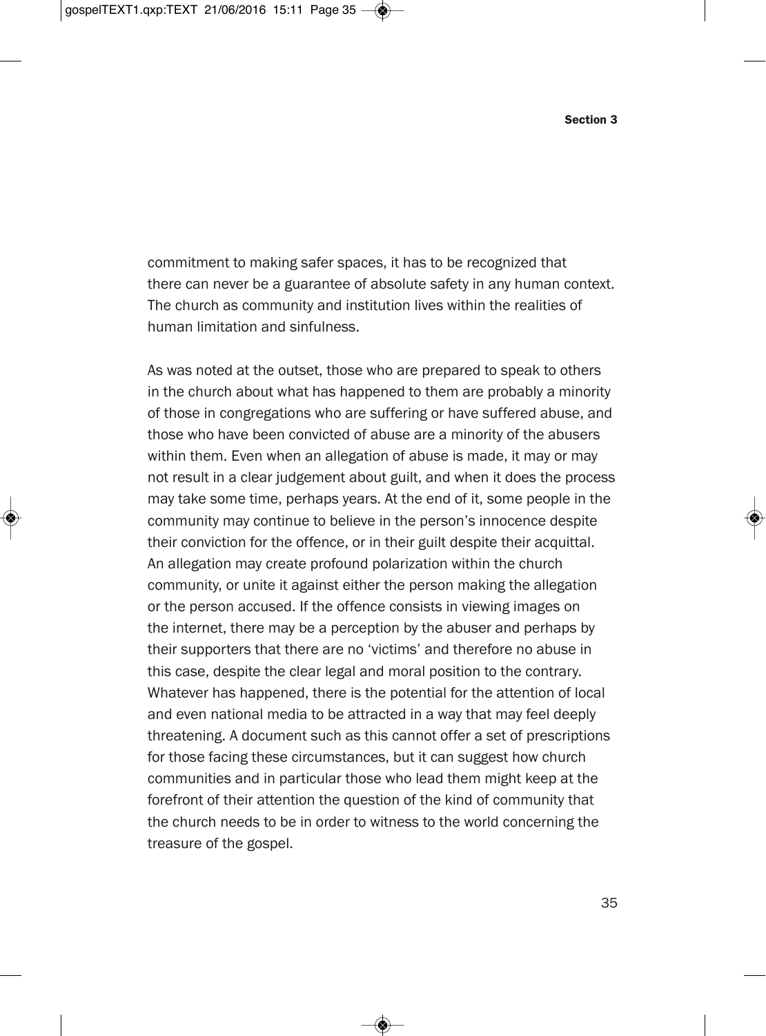commitment to making safer spaces, it has to be recognized that there can never be a guarantee of absolute safety in any human context. The church as community and institution lives within the realities of human limitation and sinfulness.

As was noted at the outset, those who are prepared to speak to others in the church about what has happened to them are probably a minority of those in congregations who are suffering or have suffered abuse, and those who have been convicted of abuse are a minority of the abusers within them. Even when an allegation of abuse is made, it may or may not result in a clear judgement about guilt, and when it does the process may take some time, perhaps years. At the end of it, some people in the community may continue to believe in the person's innocence despite their conviction for the offence, or in their guilt despite their acquittal. An allegation may create profound polarization within the church community, or unite it against either the person making the allegation or the person accused. If the offence consists in viewing images on the internet, there may be a perception by the abuser and perhaps by their supporters that there are no 'victims' and therefore no abuse in this case, despite the clear legal and moral position to the contrary. Whatever has happened, there is the potential for the attention of local and even national media to be attracted in a way that may feel deeply threatening. A document such as this cannot offer a set of prescriptions for those facing these circumstances, but it can suggest how church communities and in particular those who lead them might keep at the forefront of their attention the question of the kind of community that the church needs to be in order to witness to the world concerning the treasure of the gospel.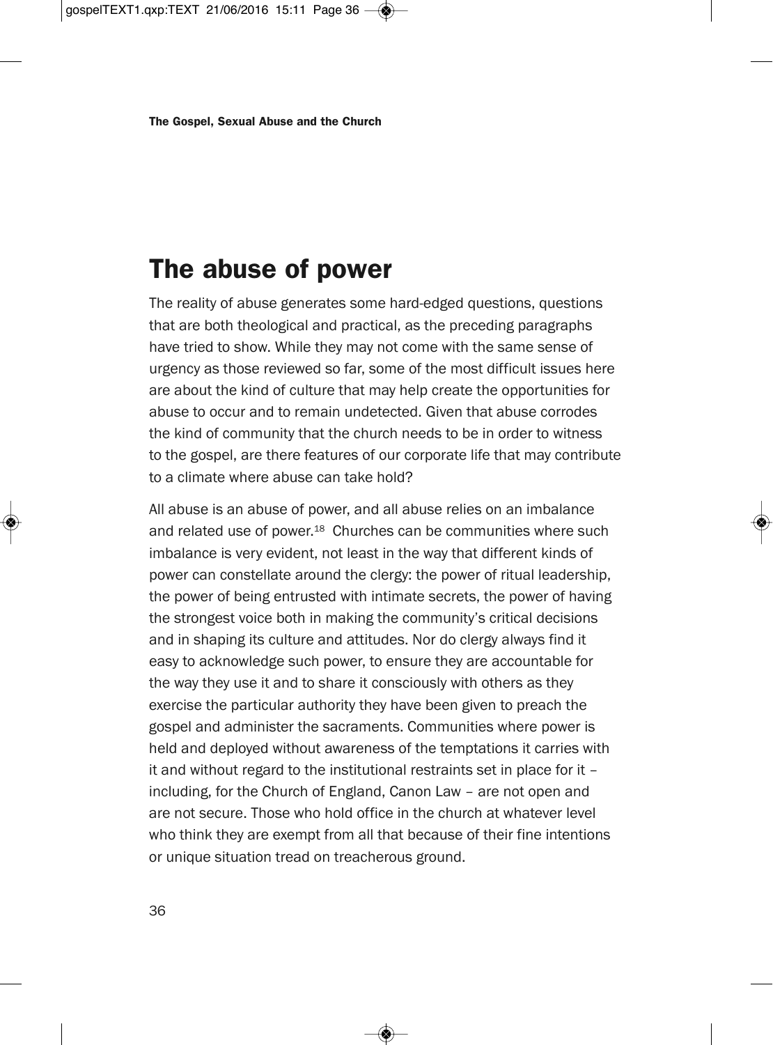# The abuse of power

The reality of abuse generates some hard-edged questions, questions that are both theological and practical, as the preceding paragraphs have tried to show. While they may not come with the same sense of urgency as those reviewed so far, some of the most difficult issues here are about the kind of culture that may help create the opportunities for abuse to occur and to remain undetected. Given that abuse corrodes the kind of community that the church needs to be in order to witness to the gospel, are there features of our corporate life that may contribute to a climate where abuse can take hold?

All abuse is an abuse of power, and all abuse relies on an imbalance and related use of power.[18] Churches can be communities where such imbalance is very evident, not least in the way that different kinds of power can constellate around the clergy: the power of ritual leadership, the power of being entrusted with intimate secrets, the power of having the strongest voice both in making the community's critical decisions and in shaping its culture and attitudes. Nor do clergy always find it easy to acknowledge such power, to ensure they are accountable for the way they use it and to share it consciously with others as they exercise the particular authority they have been given to preach the gospel and administer the sacraments. Communities where power is held and deployed without awareness of the temptations it carries with it and without regard to the institutional restraints set in place for it – including, for the Church of England, Canon Law – are not open and are not secure. Those who hold office in the church at whatever level who think they are exempt from all that because of their fine intentions or unique situation tread on treacherous ground.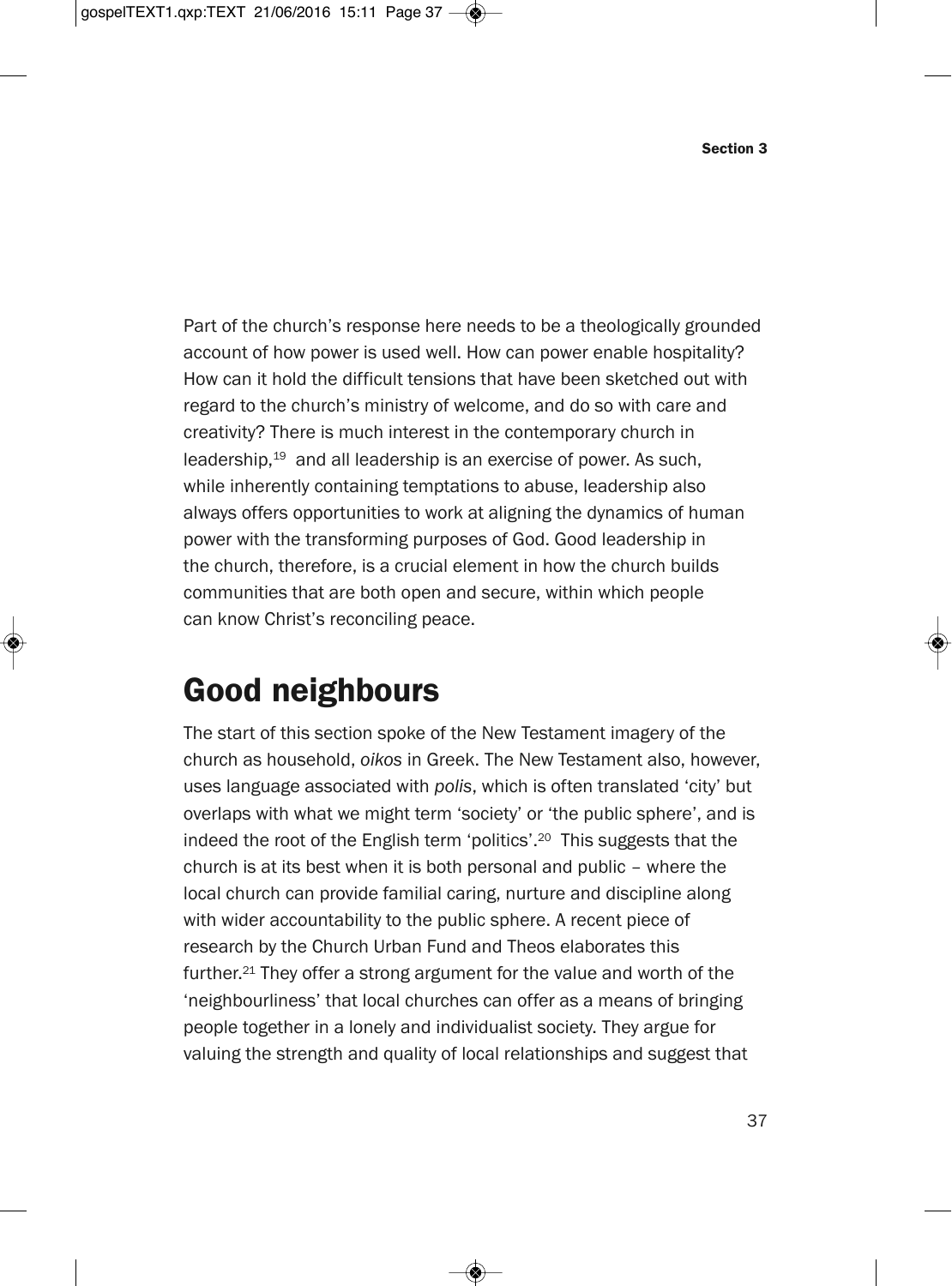Part of the church's response here needs to be a theologically grounded account of how power is used well. How can power enable hospitality? How can it hold the difficult tensions that have been sketched out with regard to the church's ministry of welcome, and do so with care and creativity? There is much interest in the contemporary church in leadership,[19] and all leadership is an exercise of power. As such, while inherently containing temptations to abuse, leadership also always offers opportunities to work at aligning the dynamics of human power with the transforming purposes of God. Good leadership in the church, therefore, is a crucial element in how the church builds communities that are both open and secure, within which people can know Christ's reconciling peace.

## Good neighbours

The start of this section spoke of the New Testament imagery of the church as household, *oikos* in Greek. The New Testament also, however, uses language associated with *polis*, which is often translated 'city' but overlaps with what we might term 'society' or 'the public sphere', and is indeed the root of the English term 'politics'.[20] This suggests that the church is at its best when it is both personal and public – where the local church can provide familial caring, nurture and discipline along with wider accountability to the public sphere. A recent piece of research by the Church Urban Fund and Theos elaborates this further.[21] They offer a strong argument for the value and worth of the 'neighbourliness' that local churches can offer as a means of bringing people together in a lonely and individualist society. They argue for valuing the strength and quality of local relationships and suggest that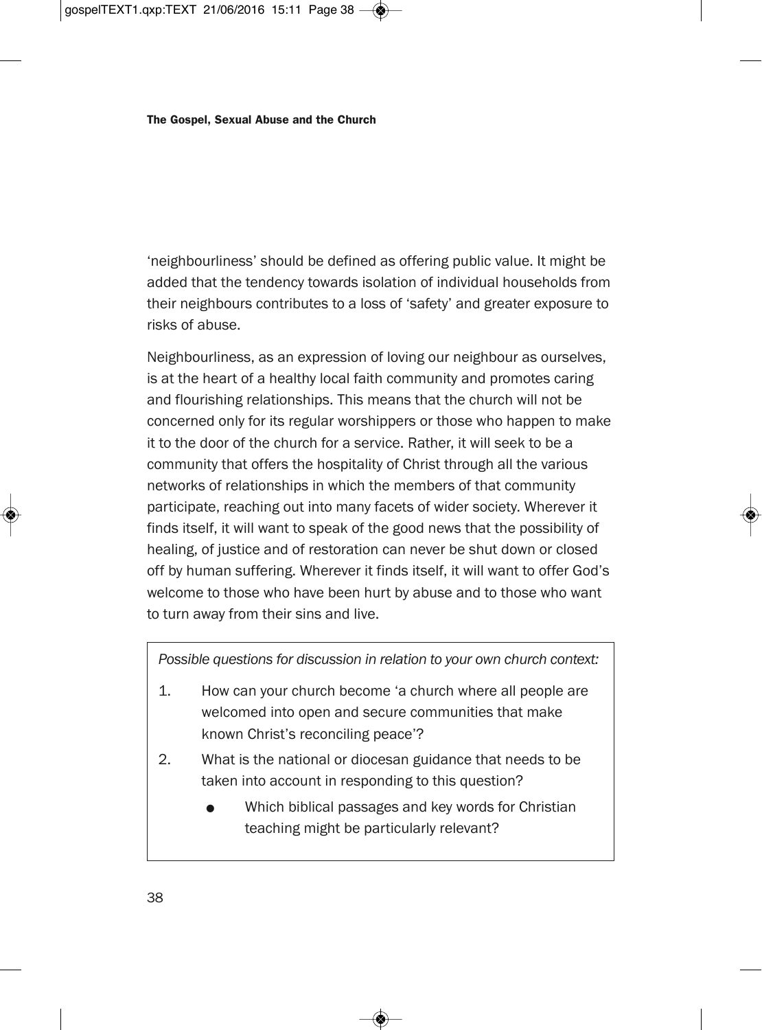'neighbourliness' should be defined as offering public value. It might be added that the tendency towards isolation of individual households from their neighbours contributes to a loss of 'safety' and greater exposure to risks of abuse.

Neighbourliness, as an expression of loving our neighbour as ourselves, is at the heart of a healthy local faith community and promotes caring and flourishing relationships. This means that the church will not be concerned only for its regular worshippers or those who happen to make it to the door of the church for a service. Rather, it will seek to be a community that offers the hospitality of Christ through all the various networks of relationships in which the members of that community participate, reaching out into many facets of wider society. Wherever it finds itself, it will want to speak of the good news that the possibility of healing, of justice and of restoration can never be shut down or closed off by human suffering. Wherever it finds itself, it will want to offer God's welcome to those who have been hurt by abuse and to those who want to turn away from their sins and live.

*Possible questions for discussion in relation to your own church context:*

1. How can your church become 'a church where all people are welcomed into open and secure communities that make known Christ's reconciling peace'?
2. What is the national or diocesan guidance that needs to be taken into account in responding to this question?
   - Which biblical passages and key words for Christian teaching might be particularly relevant?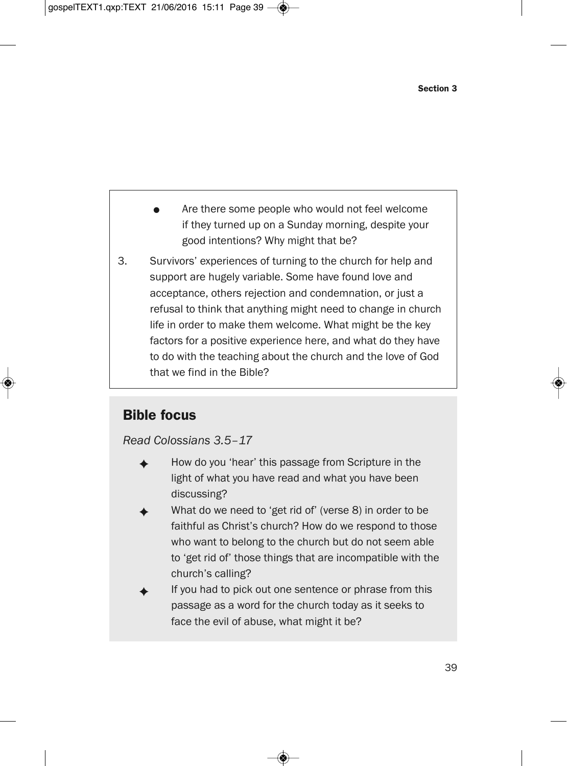- Are there some people who would not feel welcome if they turned up on a Sunday morning, despite your good intentions? Why might that be?

3. Survivors' experiences of turning to the church for help and support are hugely variable. Some have found love and acceptance, others rejection and condemnation, or just a refusal to think that anything might need to change in church life in order to make them welcome. What might be the key factors for a positive experience here, and what do they have to do with the teaching about the church and the love of God that we find in the Bible?

## Bible focus

*Read Colossians 3.5–17*

- How do you 'hear' this passage from Scripture in the light of what you have read and what you have been discussing?
- What do we need to 'get rid of' (verse 8) in order to be faithful as Christ's church? How do we respond to those who want to belong to the church but do not seem able to 'get rid of' those things that are incompatible with the church's calling?
- If you had to pick out one sentence or phrase from this passage as a word for the church today as it seeks to face the evil of abuse, what might it be?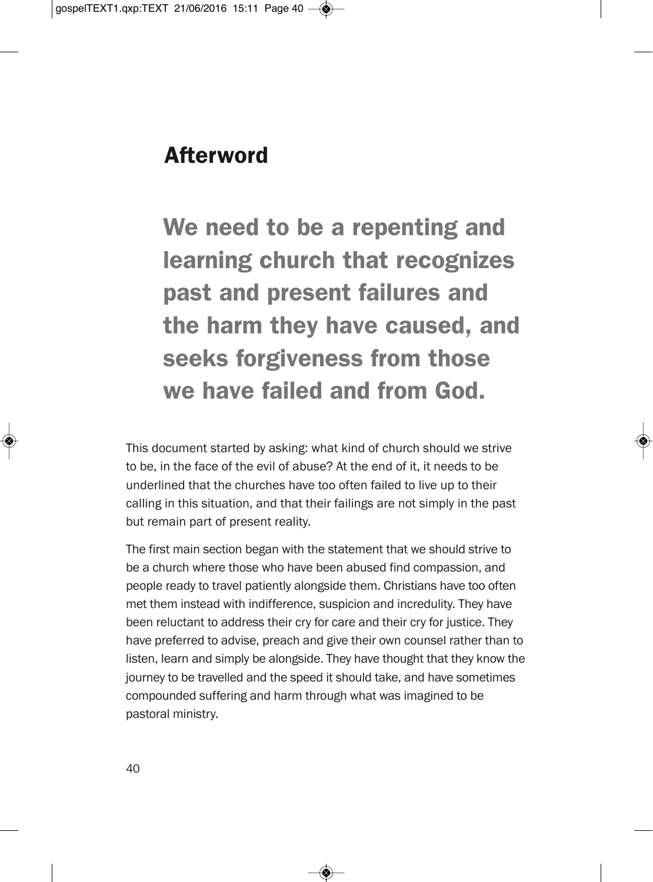# Afterword

**We need to be a repenting and learning church that recognizes past and present failures and the harm they have caused, and seeks forgiveness from those we have failed and from God.**

This document started by asking: what kind of church should we strive to be, in the face of the evil of abuse? At the end of it, it needs to be underlined that the churches have too often failed to live up to their calling in this situation, and that their failings are not simply in the past but remain part of present reality.

The first main section began with the statement that we should strive to be a church where those who have been abused find compassion, and people ready to travel patiently alongside them. Christians have too often met them instead with indifference, suspicion and incredulity. They have been reluctant to address their cry for care and their cry for justice. They have preferred to advise, preach and give their own counsel rather than to listen, learn and simply be alongside. They have thought that they know the journey to be travelled and the speed it should take, and have sometimes compounded suffering and harm through what was imagined to be pastoral ministry.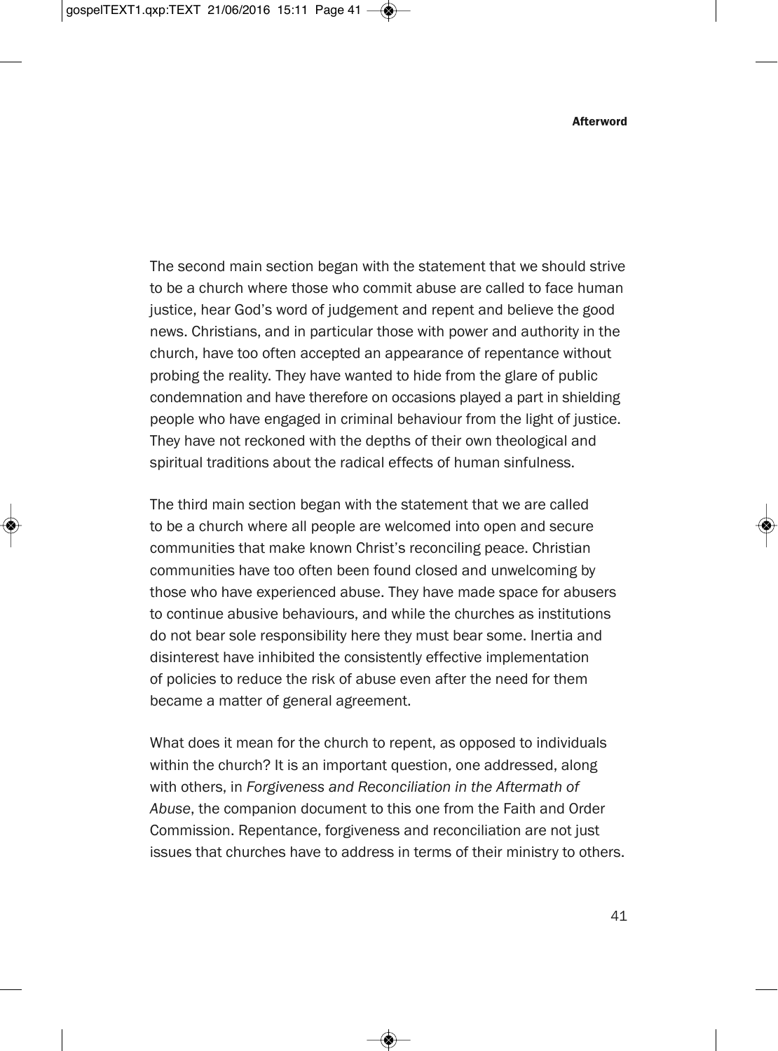The second main section began with the statement that we should strive to be a church where those who commit abuse are called to face human justice, hear God's word of judgement and repent and believe the good news. Christians, and in particular those with power and authority in the church, have too often accepted an appearance of repentance without probing the reality. They have wanted to hide from the glare of public condemnation and have therefore on occasions played a part in shielding people who have engaged in criminal behaviour from the light of justice. They have not reckoned with the depths of their own theological and spiritual traditions about the radical effects of human sinfulness.

The third main section began with the statement that we are called to be a church where all people are welcomed into open and secure communities that make known Christ's reconciling peace. Christian communities have too often been found closed and unwelcoming by those who have experienced abuse. They have made space for abusers to continue abusive behaviours, and while the churches as institutions do not bear sole responsibility here they must bear some. Inertia and disinterest have inhibited the consistently effective implementation of policies to reduce the risk of abuse even after the need for them became a matter of general agreement.

What does it mean for the church to repent, as opposed to individuals within the church? It is an important question, one addressed, along with others, in *Forgiveness and Reconciliation in the Aftermath of Abuse*, the companion document to this one from the Faith and Order Commission. Repentance, forgiveness and reconciliation are not just issues that churches have to address in terms of their ministry to others.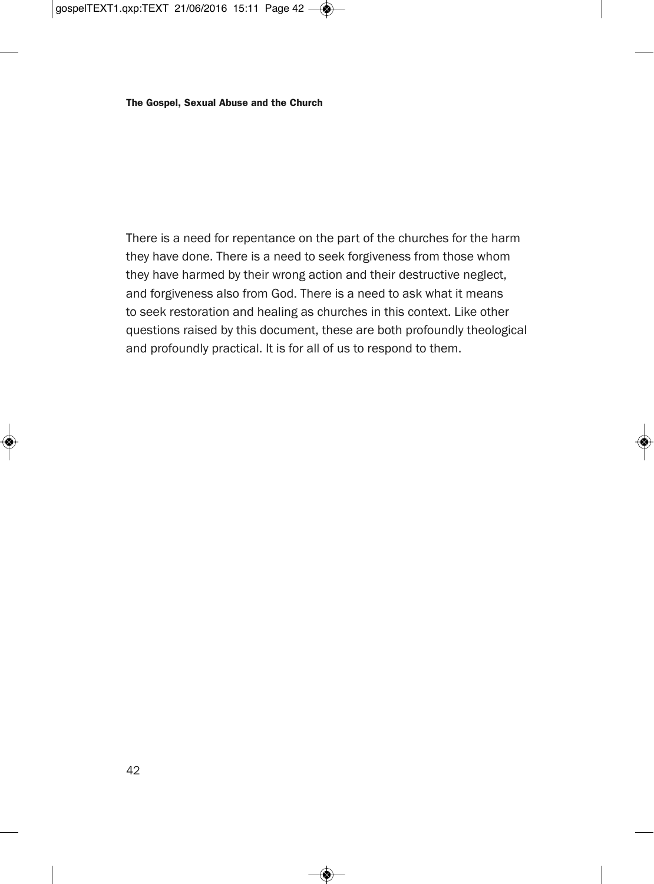There is a need for repentance on the part of the churches for the harm they have done. There is a need to seek forgiveness from those whom they have harmed by their wrong action and their destructive neglect, and forgiveness also from God. There is a need to ask what it means to seek restoration and healing as churches in this context. Like other questions raised by this document, these are both profoundly theological and profoundly practical. It is for all of us to respond to them.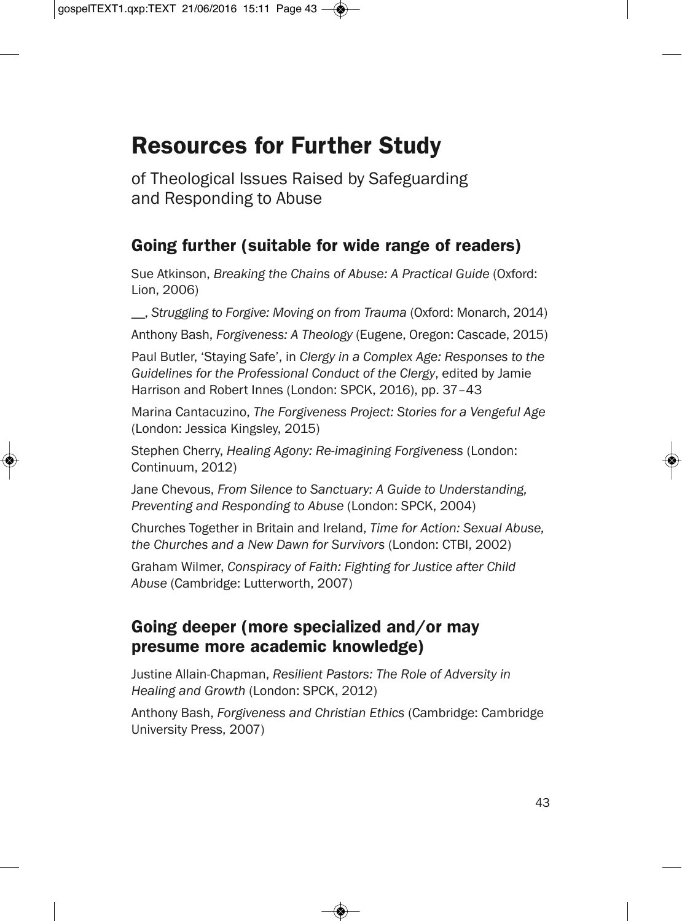# Resources for Further Study

of Theological Issues Raised by Safeguarding and Responding to Abuse

## Going further (suitable for wide range of readers)

Sue Atkinson, *Breaking the Chains of Abuse: A Practical Guide* (Oxford: Lion, 2006)

__, *Struggling to Forgive: Moving on from Trauma* (Oxford: Monarch, 2014)

Anthony Bash, *Forgiveness: A Theology* (Eugene, Oregon: Cascade, 2015)

Paul Butler, 'Staying Safe', in *Clergy in a Complex Age: Responses to the Guidelines for the Professional Conduct of the Clergy*, edited by Jamie Harrison and Robert Innes (London: SPCK, 2016), pp. 37–43

Marina Cantacuzino, *The Forgiveness Project: Stories for a Vengeful Age* (London: Jessica Kingsley, 2015)

Stephen Cherry, *Healing Agony: Re-imagining Forgiveness* (London: Continuum, 2012)

Jane Chevous, *From Silence to Sanctuary: A Guide to Understanding, Preventing and Responding to Abuse* (London: SPCK, 2004)

Churches Together in Britain and Ireland, *Time for Action: Sexual Abuse, the Churches and a New Dawn for Survivors* (London: CTBI, 2002)

Graham Wilmer, *Conspiracy of Faith: Fighting for Justice after Child Abuse* (Cambridge: Lutterworth, 2007)

## Going deeper (more specialized and/or may presume more academic knowledge)

Justine Allain-Chapman, *Resilient Pastors: The Role of Adversity in Healing and Growth* (London: SPCK, 2012)

Anthony Bash, *Forgiveness and Christian Ethics* (Cambridge: Cambridge University Press, 2007)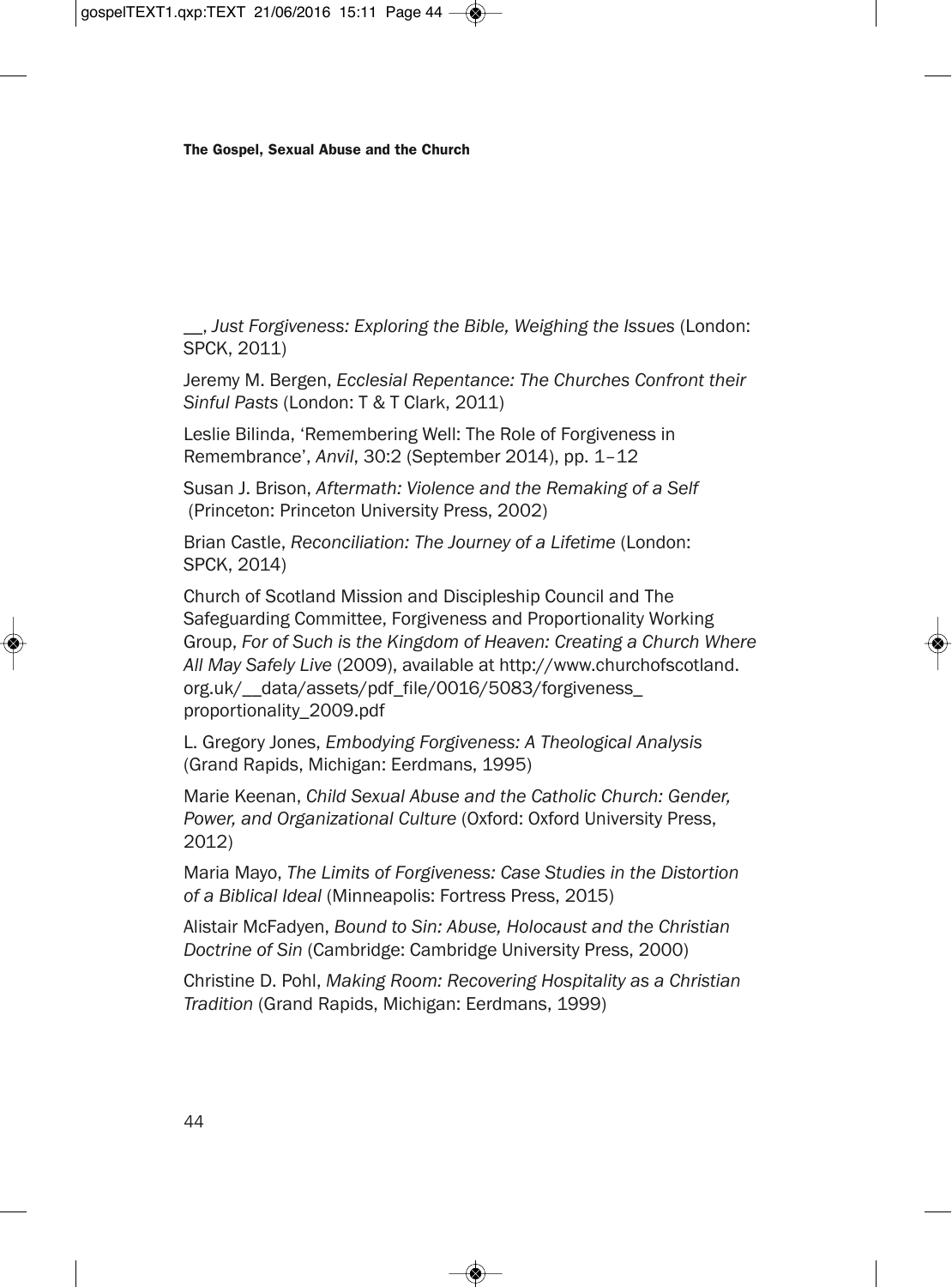__, *Just Forgiveness: Exploring the Bible, Weighing the Issues* (London: SPCK, 2011)

Jeremy M. Bergen, *Ecclesial Repentance: The Churches Confront their Sinful Pasts* (London: T & T Clark, 2011)

Leslie Bilinda, 'Remembering Well: The Role of Forgiveness in Remembrance', *Anvil*, 30:2 (September 2014), pp. 1–12

Susan J. Brison, *Aftermath: Violence and the Remaking of a Self* (Princeton: Princeton University Press, 2002)

Brian Castle, *Reconciliation: The Journey of a Lifetime* (London: SPCK, 2014)

Church of Scotland Mission and Discipleship Council and The Safeguarding Committee, Forgiveness and Proportionality Working Group, *For of Such is the Kingdom of Heaven: Creating a Church Where All May Safely Live* (2009), available at http://www.churchofscotland.org.uk/__data/assets/pdf_file/0016/5083/forgiveness_proportionality_2009.pdf

L. Gregory Jones, *Embodying Forgiveness: A Theological Analysis* (Grand Rapids, Michigan: Eerdmans, 1995)

Marie Keenan, *Child Sexual Abuse and the Catholic Church: Gender, Power, and Organizational Culture* (Oxford: Oxford University Press, 2012)

Maria Mayo, *The Limits of Forgiveness: Case Studies in the Distortion of a Biblical Ideal* (Minneapolis: Fortress Press, 2015)

Alistair McFadyen, *Bound to Sin: Abuse, Holocaust and the Christian Doctrine of Sin* (Cambridge: Cambridge University Press, 2000)

Christine D. Pohl, *Making Room: Recovering Hospitality as a Christian Tradition* (Grand Rapids, Michigan: Eerdmans, 1999)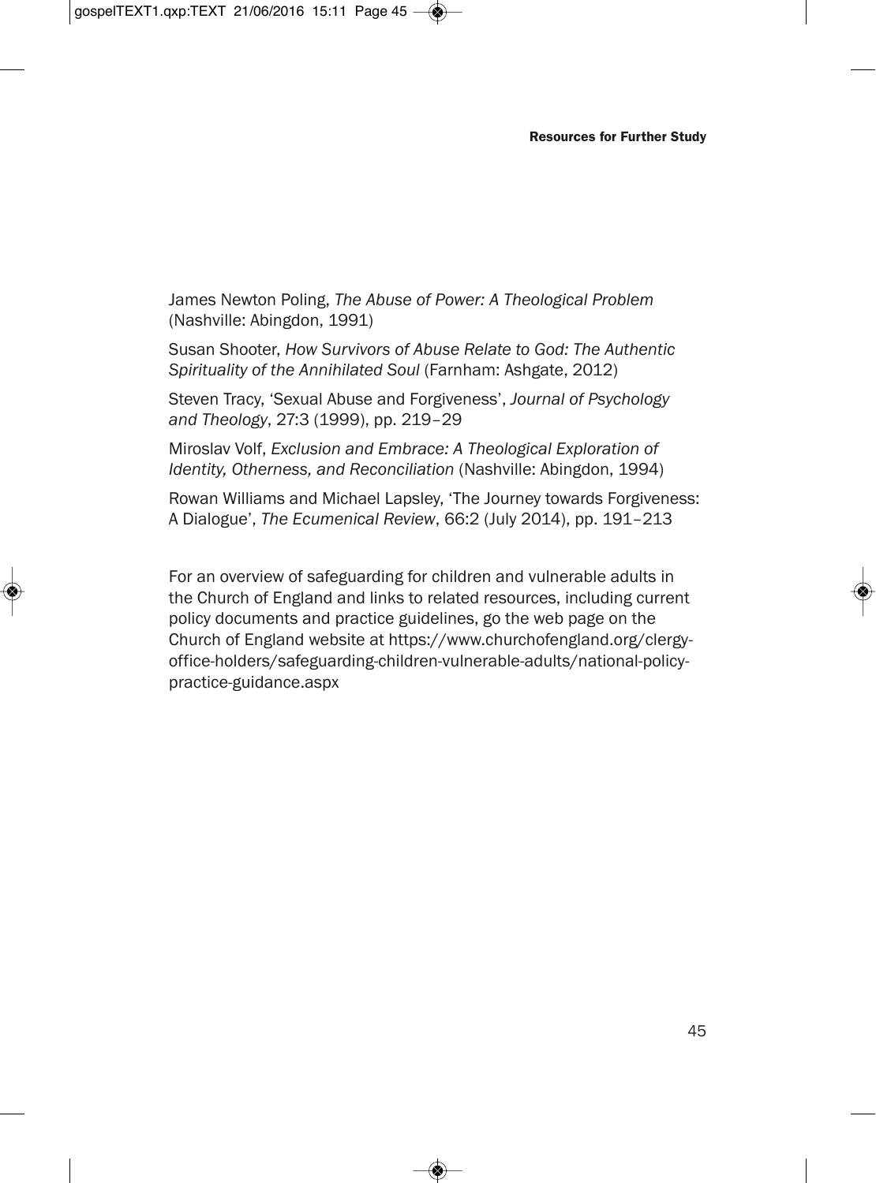James Newton Poling, *The Abuse of Power: A Theological Problem* (Nashville: Abingdon, 1991)

Susan Shooter, *How Survivors of Abuse Relate to God: The Authentic Spirituality of the Annihilated Soul* (Farnham: Ashgate, 2012)

Steven Tracy, 'Sexual Abuse and Forgiveness', *Journal of Psychology and Theology*, 27:3 (1999), pp. 219–29

Miroslav Volf, *Exclusion and Embrace: A Theological Exploration of Identity, Otherness, and Reconciliation* (Nashville: Abingdon, 1994)

Rowan Williams and Michael Lapsley, 'The Journey towards Forgiveness: A Dialogue', *The Ecumenical Review*, 66:2 (July 2014), pp. 191–213

For an overview of safeguarding for children and vulnerable adults in the Church of England and links to related resources, including current policy documents and practice guidelines, go the web page on the Church of England website at https://www.churchofengland.org/clergy-office-holders/safeguarding-children-vulnerable-adults/national-policy-practice-guidance.aspx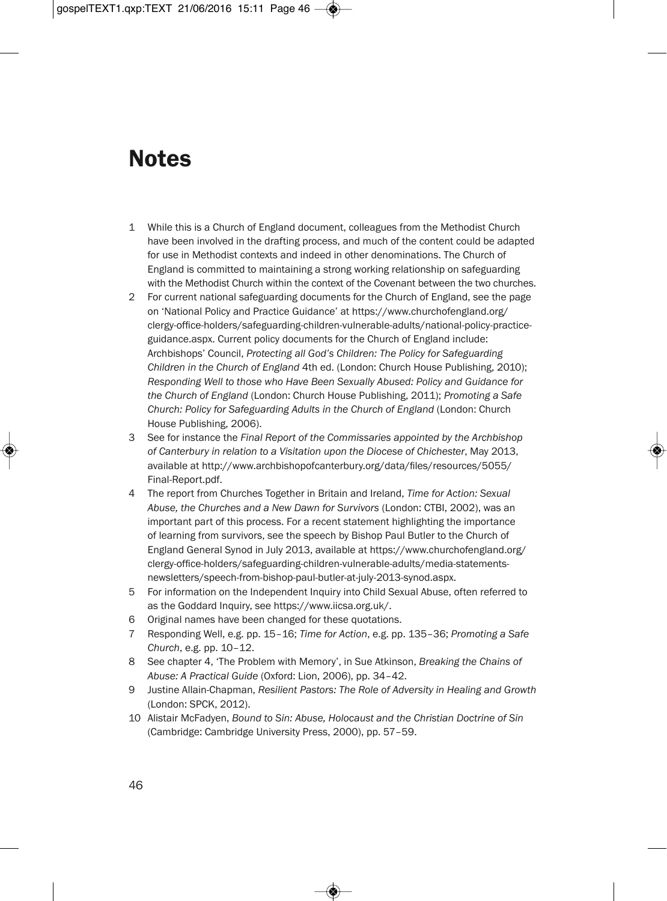# Notes

1. While this is a Church of England document, colleagues from the Methodist Church have been involved in the drafting process, and much of the content could be adapted for use in Methodist contexts and indeed in other denominations. The Church of England is committed to maintaining a strong working relationship on safeguarding with the Methodist Church within the context of the Covenant between the two churches.
2. For current national safeguarding documents for the Church of England, see the page on 'National Policy and Practice Guidance' at https://www.churchofengland.org/clergy-office-holders/safeguarding-children-vulnerable-adults/national-policy-practice-guidance.aspx. Current policy documents for the Church of England include: Archbishops' Council, *Protecting all God's Children: The Policy for Safeguarding Children in the Church of England* 4th ed. (London: Church House Publishing, 2010); *Responding Well to those who Have Been Sexually Abused: Policy and Guidance for the Church of England* (London: Church House Publishing, 2011); *Promoting a Safe Church: Policy for Safeguarding Adults in the Church of England* (London: Church House Publishing, 2006).
3. See for instance the *Final Report of the Commissaries appointed by the Archbishop of Canterbury in relation to a Visitation upon the Diocese of Chichester*, May 2013, available at http://www.archbishopofcanterbury.org/data/files/resources/5055/Final-Report.pdf.
4. The report from Churches Together in Britain and Ireland, *Time for Action: Sexual Abuse, the Churches and a New Dawn for Survivors* (London: CTBI, 2002), was an important part of this process. For a recent statement highlighting the importance of learning from survivors, see the speech by Bishop Paul Butler to the Church of England General Synod in July 2013, available at https://www.churchofengland.org/clergy-office-holders/safeguarding-children-vulnerable-adults/media-statements-newsletters/speech-from-bishop-paul-butler-at-july-2013-synod.aspx.
5. For information on the Independent Inquiry into Child Sexual Abuse, often referred to as the Goddard Inquiry, see https://www.iicsa.org.uk/.
6. Original names have been changed for these quotations.
7. Responding Well, e.g. pp. 15–16; *Time for Action*, e.g. pp. 135–36; *Promoting a Safe Church*, e.g. pp. 10–12.
8. See chapter 4, 'The Problem with Memory', in Sue Atkinson, *Breaking the Chains of Abuse: A Practical Guide* (Oxford: Lion, 2006), pp. 34–42.
9. Justine Allain-Chapman, *Resilient Pastors: The Role of Adversity in Healing and Growth* (London: SPCK, 2012).
10. Alistair McFadyen, *Bound to Sin: Abuse, Holocaust and the Christian Doctrine of Sin* (Cambridge: Cambridge University Press, 2000), pp. 57–59.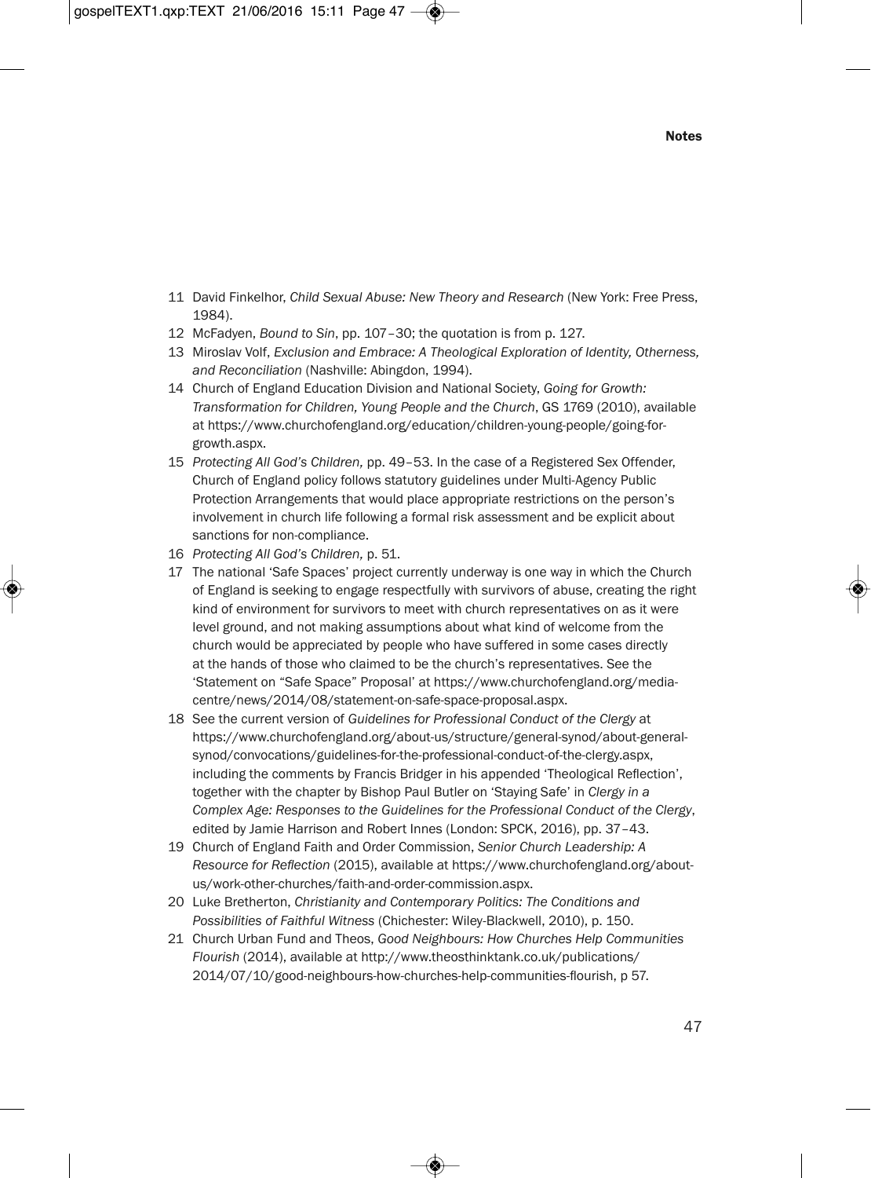11 David Finkelhor, *Child Sexual Abuse: New Theory and Research* (New York: Free Press, 1984).

12 McFadyen, *Bound to Sin*, pp. 107–30; the quotation is from p. 127.

13 Miroslav Volf, *Exclusion and Embrace: A Theological Exploration of Identity, Otherness, and Reconciliation* (Nashville: Abingdon, 1994).

14 Church of England Education Division and National Society, *Going for Growth: Transformation for Children, Young People and the Church*, GS 1769 (2010), available at https://www.churchofengland.org/education/children-young-people/going-for-growth.aspx.

15 *Protecting All God's Children,* pp. 49–53. In the case of a Registered Sex Offender, Church of England policy follows statutory guidelines under Multi-Agency Public Protection Arrangements that would place appropriate restrictions on the person's involvement in church life following a formal risk assessment and be explicit about sanctions for non-compliance.

16 *Protecting All God's Children,* p. 51.

17 The national 'Safe Spaces' project currently underway is one way in which the Church of England is seeking to engage respectfully with survivors of abuse, creating the right kind of environment for survivors to meet with church representatives on as it were level ground, and not making assumptions about what kind of welcome from the church would be appreciated by people who have suffered in some cases directly at the hands of those who claimed to be the church's representatives. See the 'Statement on "Safe Space" Proposal' at https://www.churchofengland.org/media-centre/news/2014/08/statement-on-safe-space-proposal.aspx.

18 See the current version of *Guidelines for Professional Conduct of the Clergy* at https://www.churchofengland.org/about-us/structure/general-synod/about-general-synod/convocations/guidelines-for-the-professional-conduct-of-the-clergy.aspx, including the comments by Francis Bridger in his appended 'Theological Reflection', together with the chapter by Bishop Paul Butler on 'Staying Safe' in *Clergy in a Complex Age: Responses to the Guidelines for the Professional Conduct of the Clergy*, edited by Jamie Harrison and Robert Innes (London: SPCK, 2016), pp. 37–43.

19 Church of England Faith and Order Commission, *Senior Church Leadership: A Resource for Reflection* (2015), available at https://www.churchofengland.org/about-us/work-other-churches/faith-and-order-commission.aspx.

20 Luke Bretherton, *Christianity and Contemporary Politics: The Conditions and Possibilities of Faithful Witness* (Chichester: Wiley-Blackwell, 2010), p. 150.

21 Church Urban Fund and Theos, *Good Neighbours: How Churches Help Communities Flourish* (2014), available at http://www.theosthinktank.co.uk/publications/2014/07/10/good-neighbours-how-churches-help-communities-flourish, p 57.